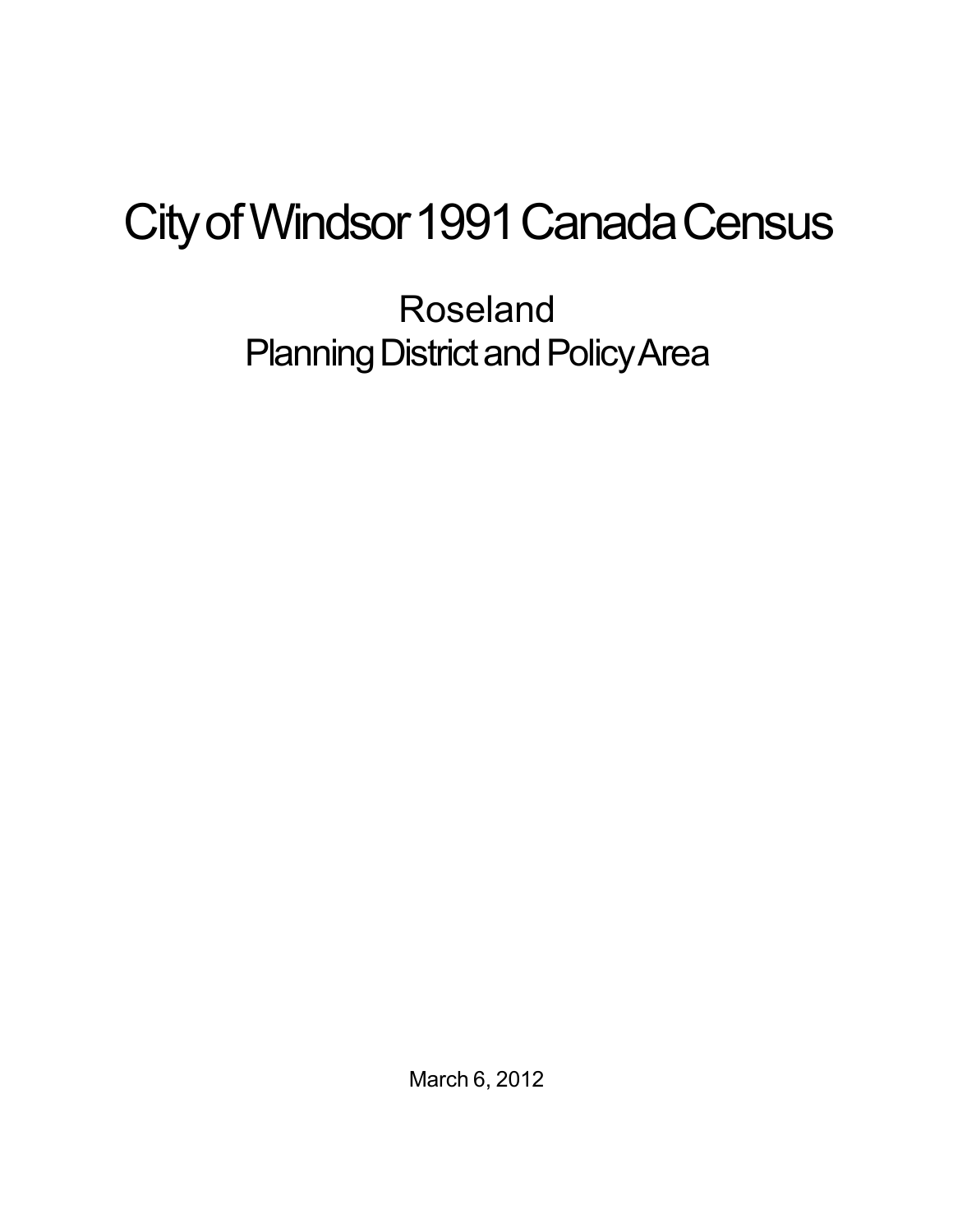# City of Windsor 1991 Canada Census

## Roseland
## Planning District and Policy Area

March 6, 2012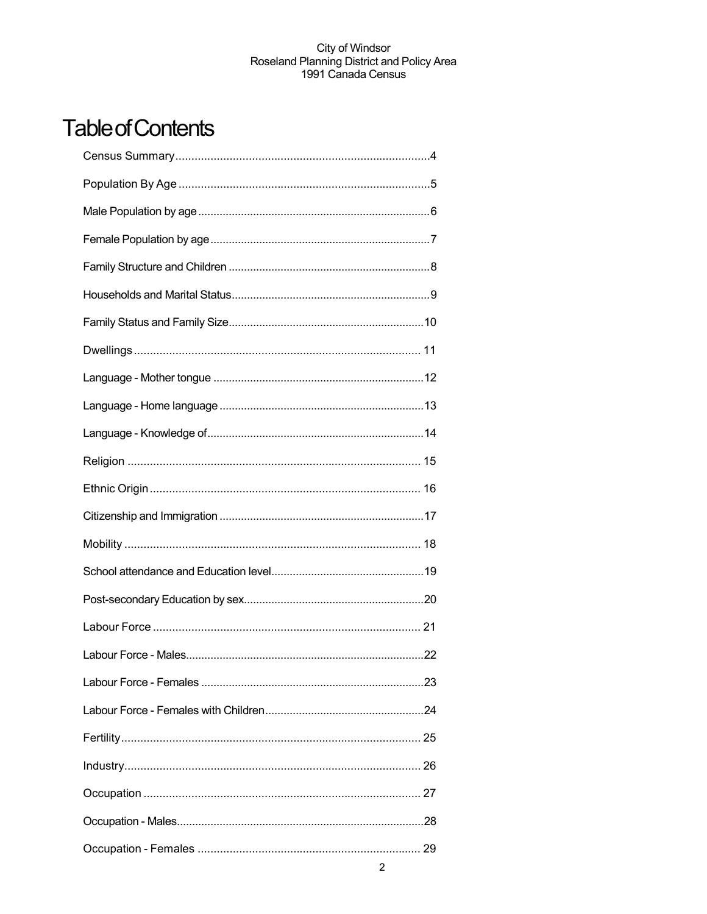# Table of Contents

Census Summary....................................................................................4

Population By Age ................................................................................5

Male Population by age ..........................................................................6

Female Population by age.......................................................................7

Family Structure and Children .................................................................8

Households and Marital Status................................................................9

Family Status and Family Size...............................................................10

Dwellings .............................................................................................. 11

Language - Mother tongue ....................................................................12

Language - Home language ..................................................................13

Language - Knowledge of......................................................................14

Religion ................................................................................................ 15

Ethnic Origin ......................................................................................... 16

Citizenship and Immigration ..................................................................17

Mobility ................................................................................................. 18

School attendance and Education level.................................................19

Post-secondary Education by sex..........................................................20

Labour Force ........................................................................................ 21

Labour Force - Males............................................................................22

Labour Force - Females .......................................................................23

Labour Force - Females with Children...................................................24

Fertility.................................................................................................. 25

Industry................................................................................................. 26

Occupation ........................................................................................... 27

Occupation - Males...............................................................................28

Occupation - Females .......................................................................... 29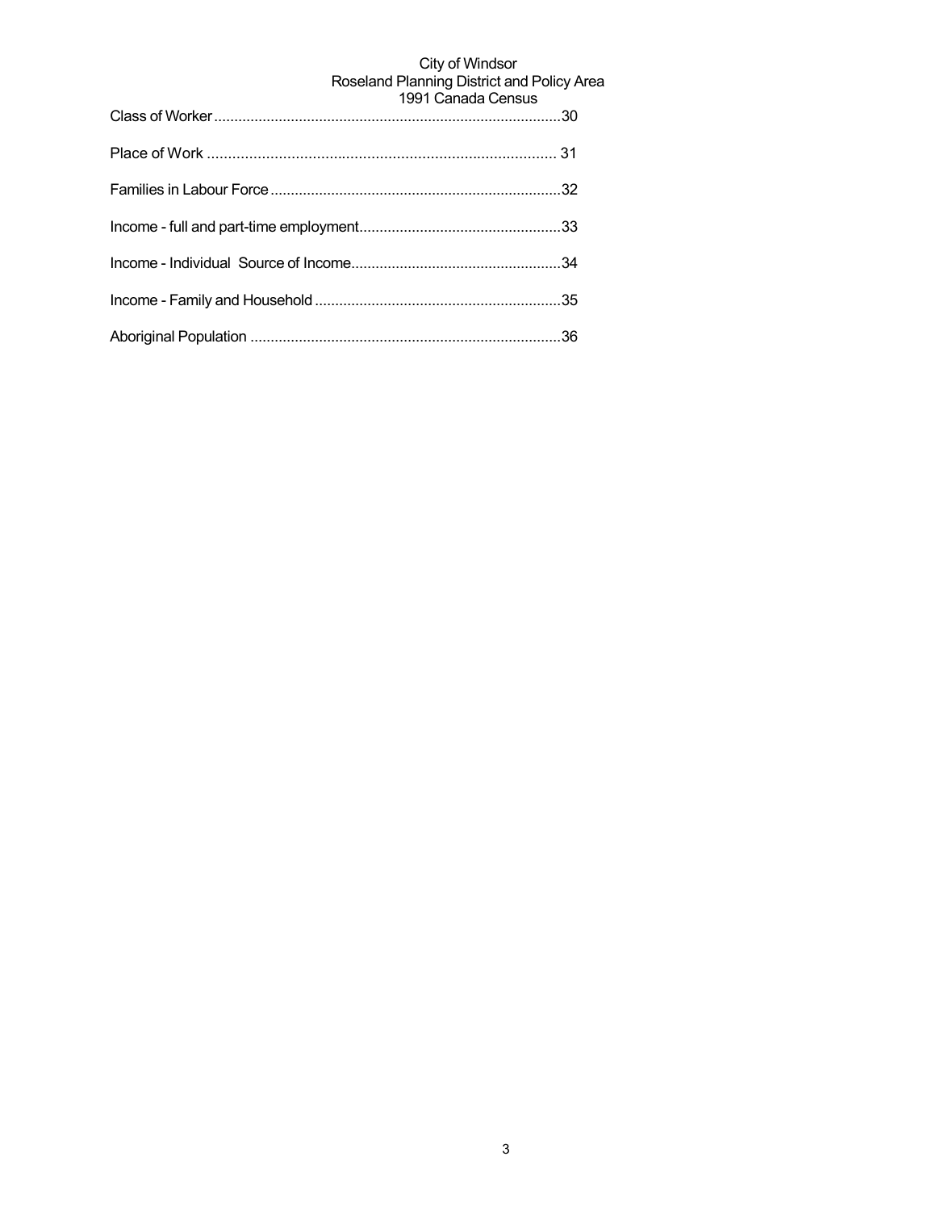Class of Worker......................................................................................30

Place of Work .................................................................................... 31

Families in Labour Force.......................................................................32

Income - full and part-time employment..................................................33

Income - Individual Source of Income....................................................34

Income - Family and Household .............................................................35

Aboriginal Population ............................................................................36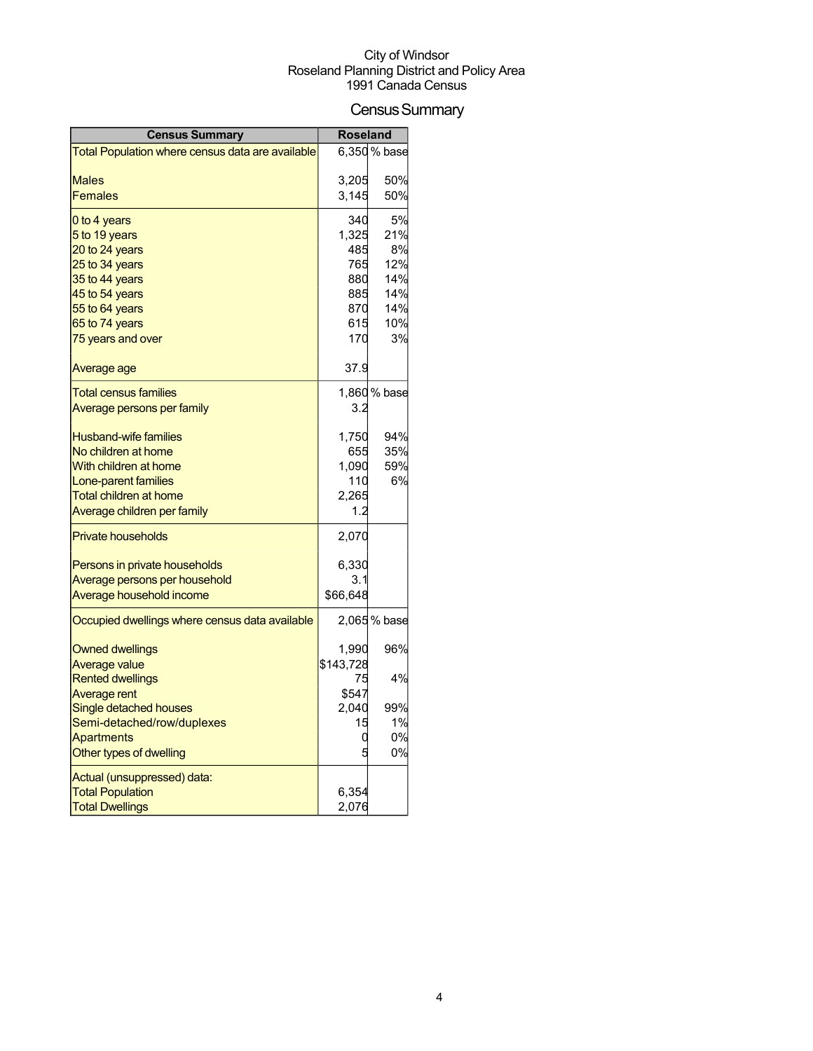City of Windsor
Roseland Planning District and Policy Area
1991 Canada Census

# Census Summary

| Census Summary | Roseland | |
|---|---|---|
| Total Population where census data are available | 6,350 | % base |
| | | |
| Males | 3,205 | 50% |
| Females | 3,145 | 50% |
| 0 to 4 years | 340 | 5% |
| 5 to 19 years | 1,325 | 21% |
| 20 to 24 years | 485 | 8% |
| 25 to 34 years | 765 | 12% |
| 35 to 44 years | 880 | 14% |
| 45 to 54 years | 885 | 14% |
| 55 to 64 years | 870 | 14% |
| 65 to 74 years | 615 | 10% |
| 75 years and over | 170 | 3% |
| | | |
| Average age | 37.9 | |
| Total census families | 1,860 | % base |
| Average persons per family | 3.2 | |
| | | |
| Husband-wife families | 1,750 | 94% |
| No children at home | 655 | 35% |
| With children at home | 1,090 | 59% |
| Lone-parent families | 110 | 6% |
| Total children at home | 2,265 | |
| Average children per family | 1.2 | |
| Private households | 2,070 | |
| | | |
| Persons in private households | 6,330 | |
| Average persons per household | 3.1 | |
| Average household income | $66,648 | |
| Occupied dwellings where census data available | 2,065 | % base |
| | | |
| Owned dwellings | 1,990 | 96% |
| Average value | $143,728 | |
| Rented dwellings | 75 | 4% |
| Average rent | $547 | |
| Single detached houses | 2,040 | 99% |
| Semi-detached/row/duplexes | 15 | 1% |
| Apartments | 0 | 0% |
| Other types of dwelling | 5 | 0% |
| Actual (unsuppressed) data: | | |
| Total Population | 6,354 | |
| Total Dwellings | 2,076 | |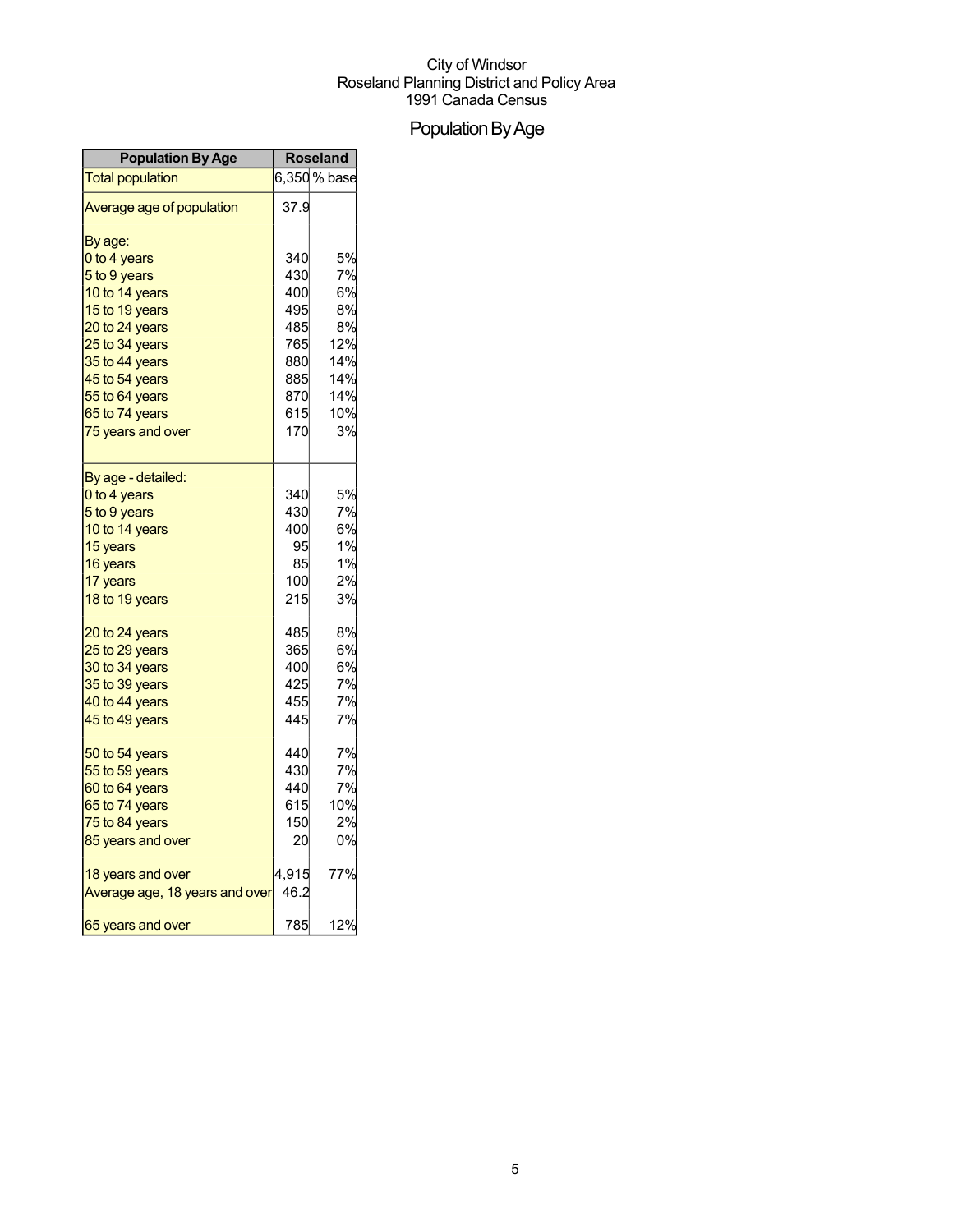City of Windsor
Roseland Planning District and Policy Area
1991 Canada Census

# Population By Age

| Population By Age | Roseland | |
|---|---|---|
| Total population | 6,350 | % base |
| Average age of population | 37.9 | |
| By age: | | |
| 0 to 4 years | 340 | 5% |
| 5 to 9 years | 430 | 7% |
| 10 to 14 years | 400 | 6% |
| 15 to 19 years | 495 | 8% |
| 20 to 24 years | 485 | 8% |
| 25 to 34 years | 765 | 12% |
| 35 to 44 years | 880 | 14% |
| 45 to 54 years | 885 | 14% |
| 55 to 64 years | 870 | 14% |
| 65 to 74 years | 615 | 10% |
| 75 years and over | 170 | 3% |
| By age - detailed: | | |
| 0 to 4 years | 340 | 5% |
| 5 to 9 years | 430 | 7% |
| 10 to 14 years | 400 | 6% |
| 15 years | 95 | 1% |
| 16 years | 85 | 1% |
| 17 years | 100 | 2% |
| 18 to 19 years | 215 | 3% |
| 20 to 24 years | 485 | 8% |
| 25 to 29 years | 365 | 6% |
| 30 to 34 years | 400 | 6% |
| 35 to 39 years | 425 | 7% |
| 40 to 44 years | 455 | 7% |
| 45 to 49 years | 445 | 7% |
| 50 to 54 years | 440 | 7% |
| 55 to 59 years | 430 | 7% |
| 60 to 64 years | 440 | 7% |
| 65 to 74 years | 615 | 10% |
| 75 to 84 years | 150 | 2% |
| 85 years and over | 20 | 0% |
| 18 years and over | 4,915 | 77% |
| Average age, 18 years and over | 46.2 | |
| 65 years and over | 785 | 12% |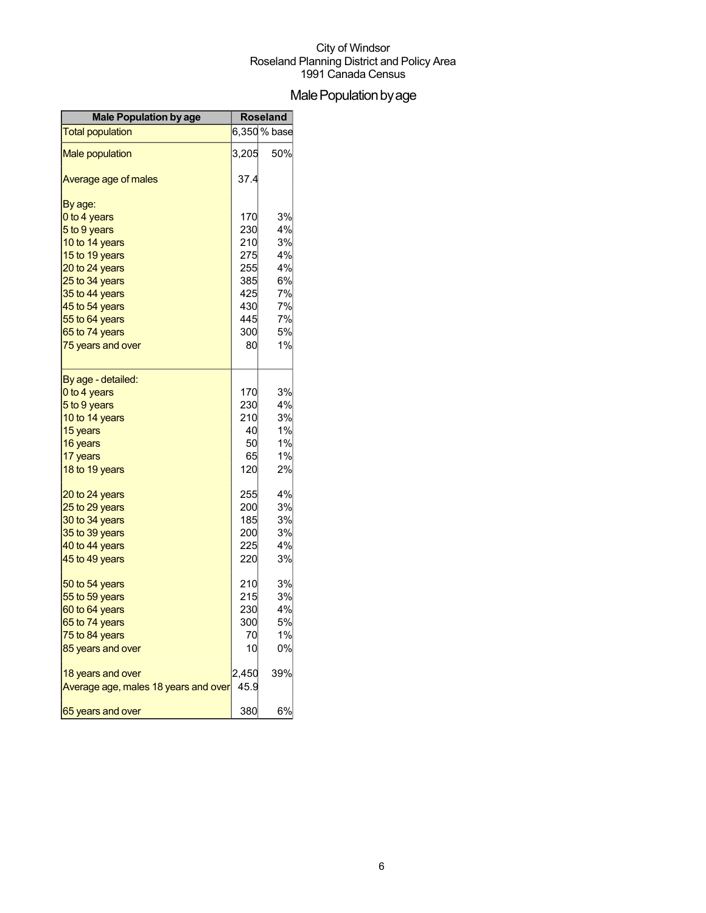City of Windsor
Roseland Planning District and Policy Area
1991 Canada Census

# Male Population by age

| Male Population by age | Roseland | |
|---|---|---|
| Total population | 6,350 | % base |
| Male population | 3,205 | 50% |
| Average age of males | 37.4 | |
| By age: | | |
| 0 to 4 years | 170 | 3% |
| 5 to 9 years | 230 | 4% |
| 10 to 14 years | 210 | 3% |
| 15 to 19 years | 275 | 4% |
| 20 to 24 years | 255 | 4% |
| 25 to 34 years | 385 | 6% |
| 35 to 44 years | 425 | 7% |
| 45 to 54 years | 430 | 7% |
| 55 to 64 years | 445 | 7% |
| 65 to 74 years | 300 | 5% |
| 75 years and over | 80 | 1% |
| By age - detailed: | | |
| 0 to 4 years | 170 | 3% |
| 5 to 9 years | 230 | 4% |
| 10 to 14 years | 210 | 3% |
| 15 years | 40 | 1% |
| 16 years | 50 | 1% |
| 17 years | 65 | 1% |
| 18 to 19 years | 120 | 2% |
| 20 to 24 years | 255 | 4% |
| 25 to 29 years | 200 | 3% |
| 30 to 34 years | 185 | 3% |
| 35 to 39 years | 200 | 3% |
| 40 to 44 years | 225 | 4% |
| 45 to 49 years | 220 | 3% |
| 50 to 54 years | 210 | 3% |
| 55 to 59 years | 215 | 3% |
| 60 to 64 years | 230 | 4% |
| 65 to 74 years | 300 | 5% |
| 75 to 84 years | 70 | 1% |
| 85 years and over | 10 | 0% |
| 18 years and over | 2,450 | 39% |
| Average age, males 18 years and over | 45.9 | |
| 65 years and over | 380 | 6% |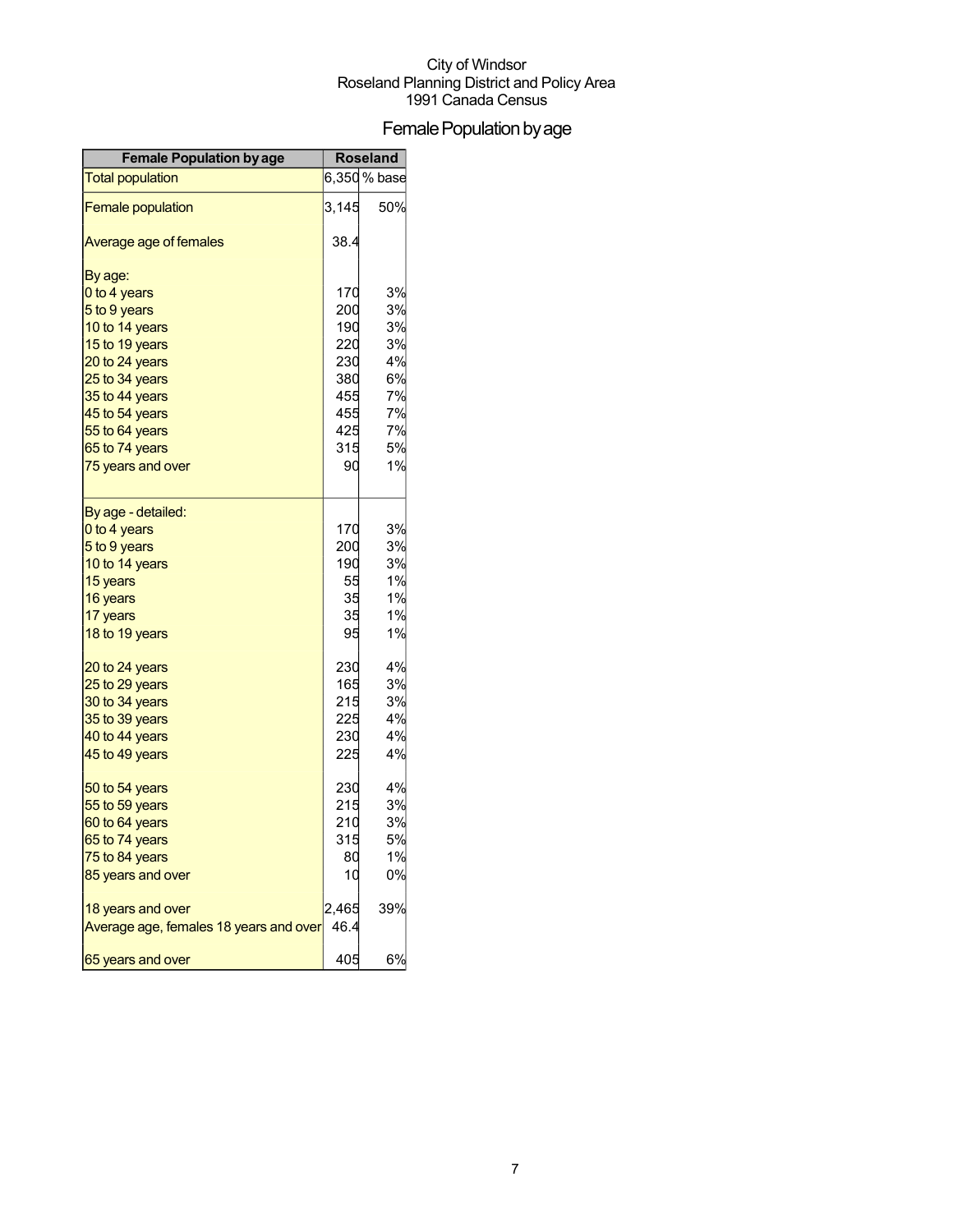City of Windsor
Roseland Planning District and Policy Area
1991 Canada Census

# Female Population by age

| Female Population by age | Roseland | |
|---|---|---|
| Total population | 6,350 | % base |
| Female population | 3,145 | 50% |
| Average age of females | 38.4 | |
| By age: | | |
| 0 to 4 years | 170 | 3% |
| 5 to 9 years | 200 | 3% |
| 10 to 14 years | 190 | 3% |
| 15 to 19 years | 220 | 3% |
| 20 to 24 years | 230 | 4% |
| 25 to 34 years | 380 | 6% |
| 35 to 44 years | 455 | 7% |
| 45 to 54 years | 455 | 7% |
| 55 to 64 years | 425 | 7% |
| 65 to 74 years | 315 | 5% |
| 75 years and over | 90 | 1% |
| By age - detailed: | | |
| 0 to 4 years | 170 | 3% |
| 5 to 9 years | 200 | 3% |
| 10 to 14 years | 190 | 3% |
| 15 years | 55 | 1% |
| 16 years | 35 | 1% |
| 17 years | 35 | 1% |
| 18 to 19 years | 95 | 1% |
| 20 to 24 years | 230 | 4% |
| 25 to 29 years | 165 | 3% |
| 30 to 34 years | 215 | 3% |
| 35 to 39 years | 225 | 4% |
| 40 to 44 years | 230 | 4% |
| 45 to 49 years | 225 | 4% |
| 50 to 54 years | 230 | 4% |
| 55 to 59 years | 215 | 3% |
| 60 to 64 years | 210 | 3% |
| 65 to 74 years | 315 | 5% |
| 75 to 84 years | 80 | 1% |
| 85 years and over | 10 | 0% |
| 18 years and over | 2,465 | 39% |
| Average age, females 18 years and over | 46.4 | |
| 65 years and over | 405 | 6% |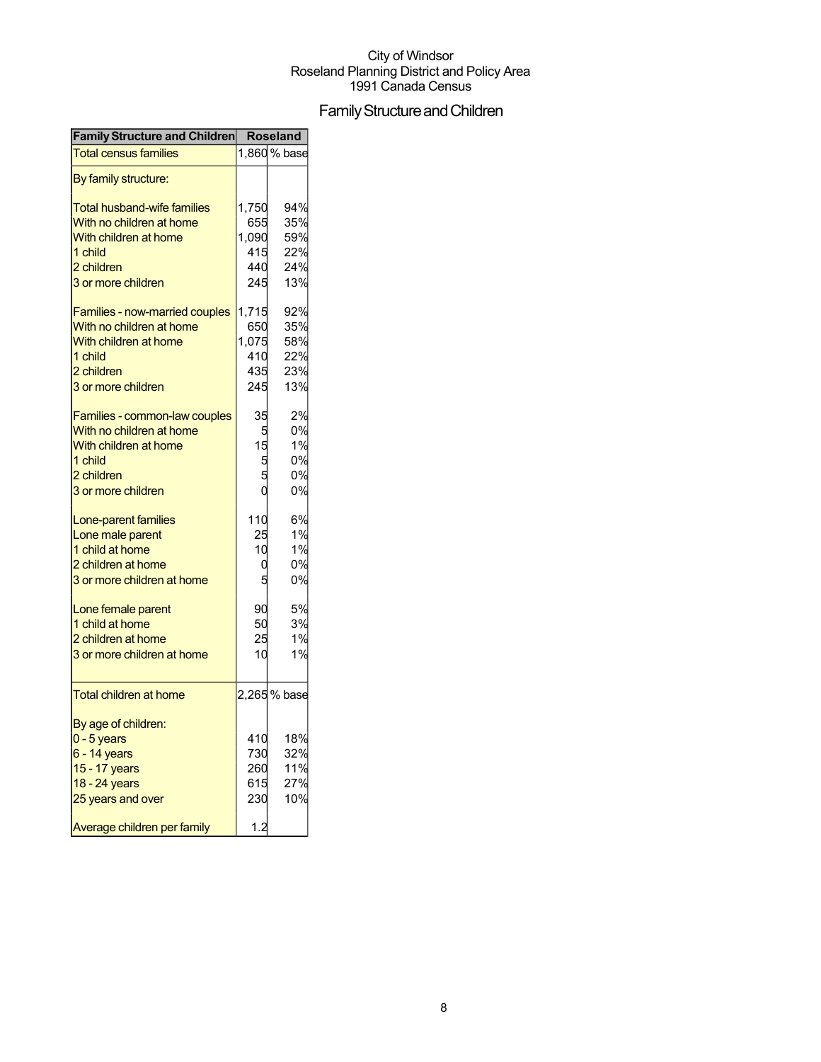City of Windsor
Roseland Planning District and Policy Area
1991 Canada Census

# Family Structure and Children

| Family Structure and Children | Roseland | |
|---|---|---|
| Total census families | 1,860 | % base |
| By family structure: | | |
| Total husband-wife families | 1,750 | 94% |
| With no children at home | 655 | 35% |
| With children at home | 1,090 | 59% |
| 1 child | 415 | 22% |
| 2 children | 440 | 24% |
| 3 or more children | 245 | 13% |
| Families - now-married couples | 1,715 | 92% |
| With no children at home | 650 | 35% |
| With children at home | 1,075 | 58% |
| 1 child | 410 | 22% |
| 2 children | 435 | 23% |
| 3 or more children | 245 | 13% |
| Families - common-law couples | 35 | 2% |
| With no children at home | 5 | 0% |
| With children at home | 15 | 1% |
| 1 child | 5 | 0% |
| 2 children | 5 | 0% |
| 3 or more children | 0 | 0% |
| Lone-parent families | 110 | 6% |
| Lone male parent | 25 | 1% |
| 1 child at home | 10 | 1% |
| 2 children at home | 0 | 0% |
| 3 or more children at home | 5 | 0% |
| Lone female parent | 90 | 5% |
| 1 child at home | 50 | 3% |
| 2 children at home | 25 | 1% |
| 3 or more children at home | 10 | 1% |
| Total children at home | 2,265 | % base |
| By age of children: | | |
| 0 - 5 years | 410 | 18% |
| 6 - 14 years | 730 | 32% |
| 15 - 17 years | 260 | 11% |
| 18 - 24 years | 615 | 27% |
| 25 years and over | 230 | 10% |
| Average children per family | 1.2 | |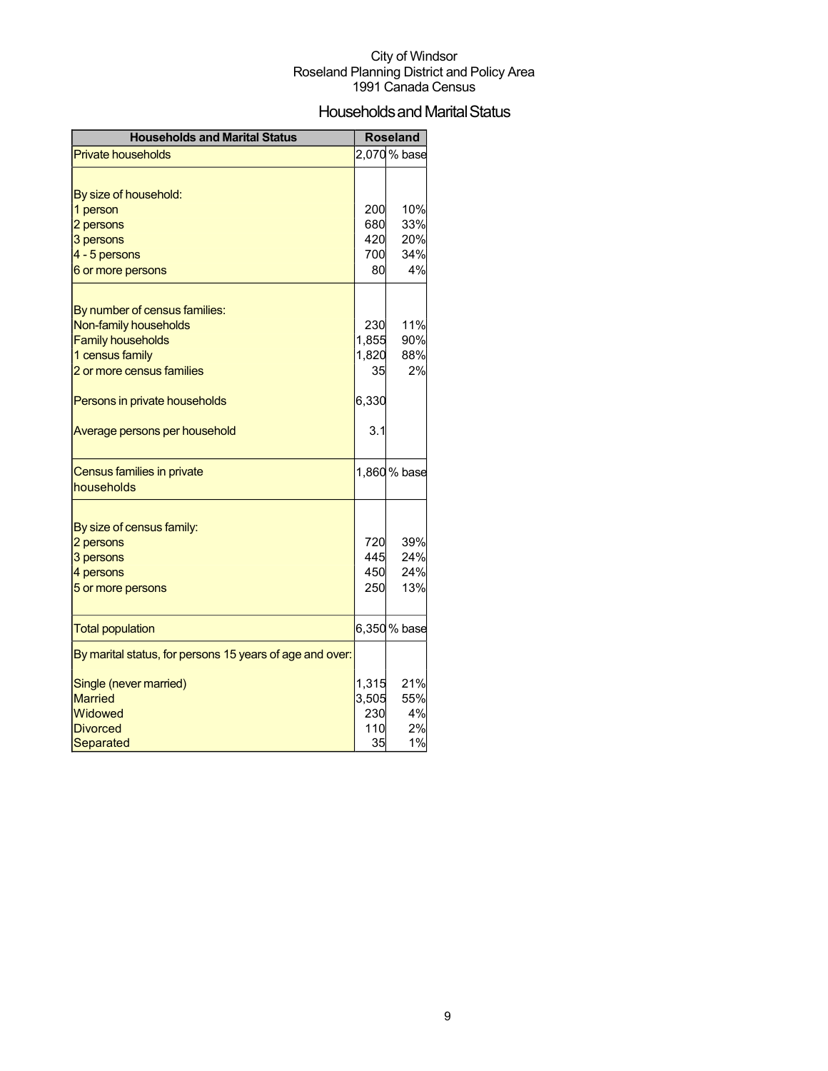City of Windsor
Roseland Planning District and Policy Area
1991 Canada Census

# Households and Marital Status

| Households and Marital Status | Roseland | |
|---|---|---|
| Private households | 2,070 | % base |
| | | |
| By size of household: | | |
| 1 person | 200 | 10% |
| 2 persons | 680 | 33% |
| 3 persons | 420 | 20% |
| 4 - 5 persons | 700 | 34% |
| 6 or more persons | 80 | 4% |
| | | |
| By number of census families: | | |
| Non-family households | 230 | 11% |
| Family households | 1,855 | 90% |
| 1 census family | 1,820 | 88% |
| 2 or more census families | 35 | 2% |
| | | |
| Persons in private households | 6,330 | |
| | | |
| Average persons per household | 3.1 | |
| | | |
| Census families in private households | 1,860 | % base |
| | | |
| By size of census family: | | |
| 2 persons | 720 | 39% |
| 3 persons | 445 | 24% |
| 4 persons | 450 | 24% |
| 5 or more persons | 250 | 13% |
| | | |
| Total population | 6,350 | % base |
| By marital status, for persons 15 years of age and over: | | |
| Single (never married) | 1,315 | 21% |
| Married | 3,505 | 55% |
| Widowed | 230 | 4% |
| Divorced | 110 | 2% |
| Separated | 35 | 1% |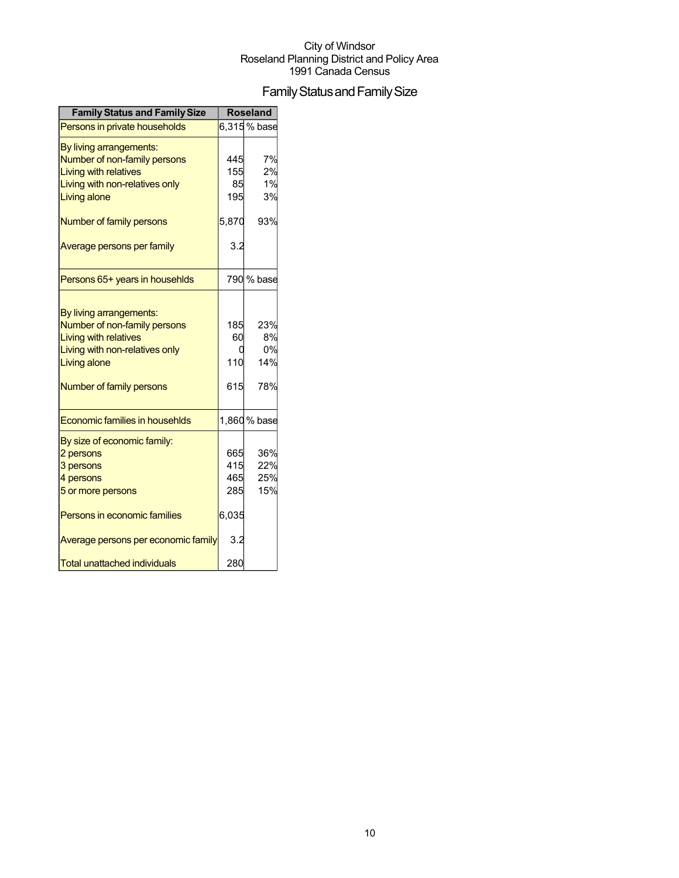City of Windsor
Roseland Planning District and Policy Area
1991 Canada Census

# Family Status and Family Size

| Family Status and Family Size | Roseland | |
|---|---|---|
| Persons in private households | 6,315 | % base |
| By living arrangements: | | |
| Number of non-family persons | 445 | 7% |
| Living with relatives | 155 | 2% |
| Living with non-relatives only | 85 | 1% |
| Living alone | 195 | 3% |
| Number of family persons | 5,870 | 93% |
| Average persons per family | 3.2 | |
| Persons 65+ years in househlds | 790 | % base |
| By living arrangements: | | |
| Number of non-family persons | 185 | 23% |
| Living with relatives | 60 | 8% |
| Living with non-relatives only | 0 | 0% |
| Living alone | 110 | 14% |
| Number of family persons | 615 | 78% |
| Economic families in househlds | 1,860 | % base |
| By size of economic family: | | |
| 2 persons | 665 | 36% |
| 3 persons | 415 | 22% |
| 4 persons | 465 | 25% |
| 5 or more persons | 285 | 15% |
| Persons in economic families | 6,035 | |
| Average persons per economic family | 3.2 | |
| Total unattached individuals | 280 | |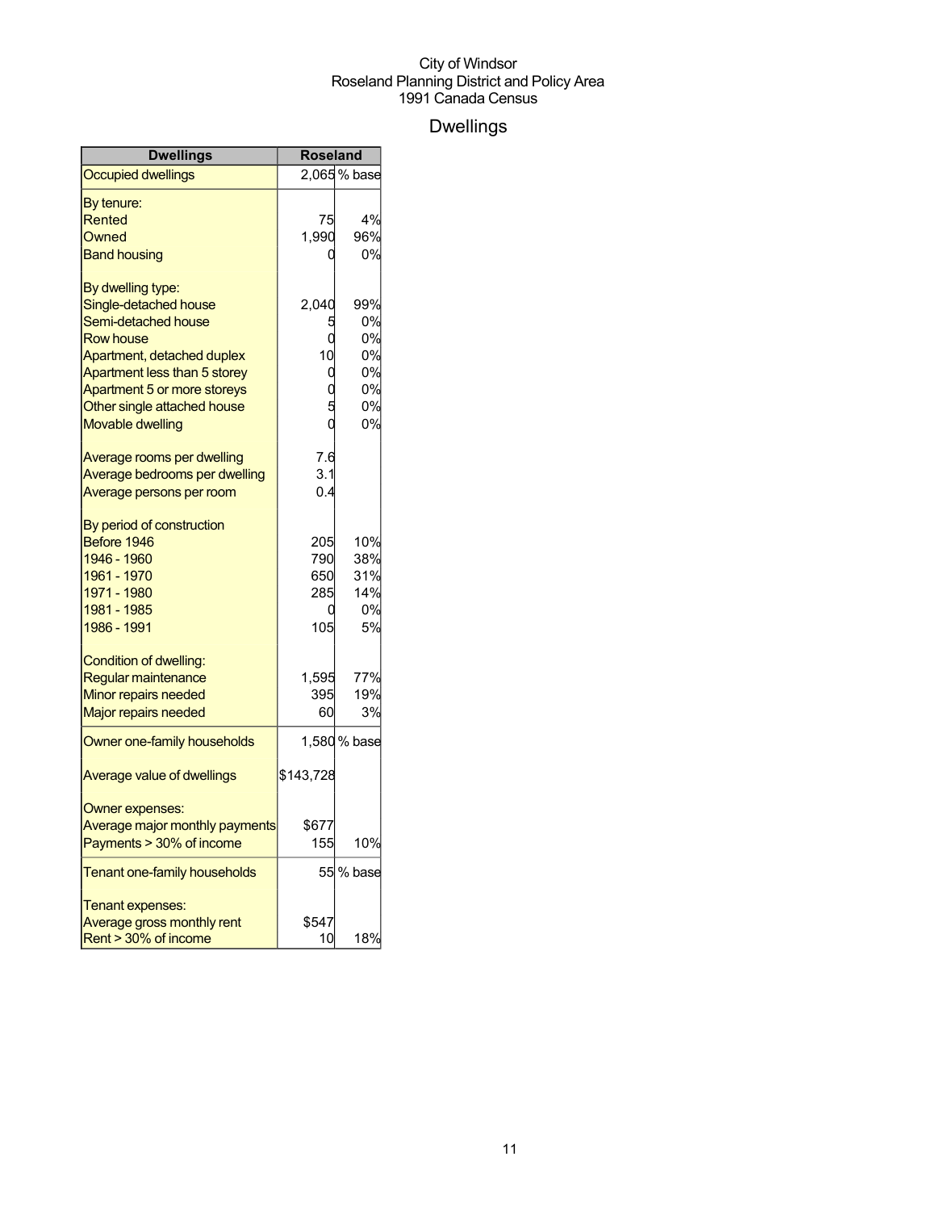City of Windsor
Roseland Planning District and Policy Area
1991 Canada Census

# Dwellings

| Dwellings | Roseland | |
|---|---|---|
| Occupied dwellings | 2,065 | % base |
| By tenure: | | |
| Rented | 75 | 4% |
| Owned | 1,990 | 96% |
| Band housing | 0 | 0% |
| By dwelling type: | | |
| Single-detached house | 2,040 | 99% |
| Semi-detached house | 5 | 0% |
| Row house | 0 | 0% |
| Apartment, detached duplex | 10 | 0% |
| Apartment less than 5 storey | 0 | 0% |
| Apartment 5 or more storeys | 0 | 0% |
| Other single attached house | 5 | 0% |
| Movable dwelling | 0 | 0% |
| Average rooms per dwelling | 7.6 | |
| Average bedrooms per dwelling | 3.1 | |
| Average persons per room | 0.4 | |
| By period of construction | | |
| Before 1946 | 205 | 10% |
| 1946 - 1960 | 790 | 38% |
| 1961 - 1970 | 650 | 31% |
| 1971 - 1980 | 285 | 14% |
| 1981 - 1985 | 0 | 0% |
| 1986 - 1991 | 105 | 5% |
| Condition of dwelling: | | |
| Regular maintenance | 1,595 | 77% |
| Minor repairs needed | 395 | 19% |
| Major repairs needed | 60 | 3% |
| Owner one-family households | 1,580 | % base |
| Average value of dwellings | $143,728 | |
| Owner expenses: | | |
| Average major monthly payments | $677 | |
| Payments > 30% of income | 155 | 10% |
| Tenant one-family households | 55 | % base |
| Tenant expenses: | | |
| Average gross monthly rent | $547 | |
| Rent > 30% of income | 10 | 18% |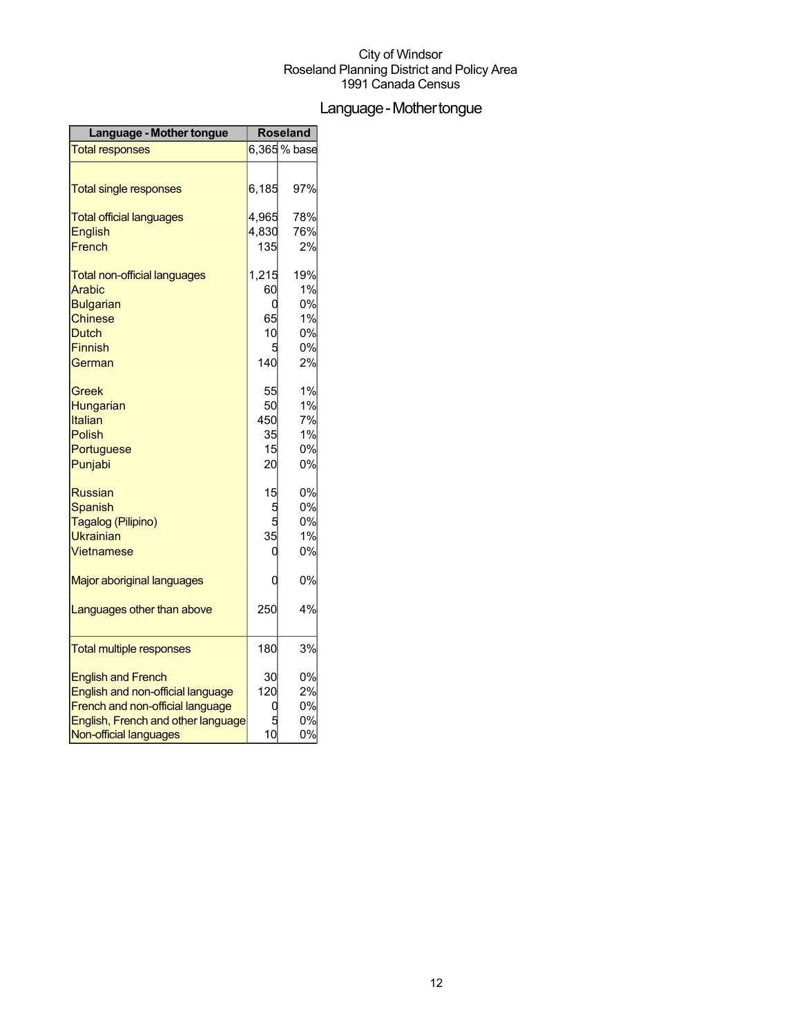City of Windsor
Roseland Planning District and Policy Area
1991 Canada Census

# Language - Mother tongue

| Language - Mother tongue | Roseland | |
|---|---|---|
| Total responses | 6,365 | % base |
| Total single responses | 6,185 | 97% |
| Total official languages | 4,965 | 78% |
| English | 4,830 | 76% |
| French | 135 | 2% |
| Total non-official languages | 1,215 | 19% |
| Arabic | 60 | 1% |
| Bulgarian | 0 | 0% |
| Chinese | 65 | 1% |
| Dutch | 10 | 0% |
| Finnish | 5 | 0% |
| German | 140 | 2% |
| Greek | 55 | 1% |
| Hungarian | 50 | 1% |
| Italian | 450 | 7% |
| Polish | 35 | 1% |
| Portuguese | 15 | 0% |
| Punjabi | 20 | 0% |
| Russian | 15 | 0% |
| Spanish | 5 | 0% |
| Tagalog (Pilipino) | 5 | 0% |
| Ukrainian | 35 | 1% |
| Vietnamese | 0 | 0% |
| Major aboriginal languages | 0 | 0% |
| Languages other than above | 250 | 4% |
| Total multiple responses | 180 | 3% |
| English and French | 30 | 0% |
| English and non-official language | 120 | 2% |
| French and non-official language | 0 | 0% |
| English, French and other language | 5 | 0% |
| Non-official languages | 10 | 0% |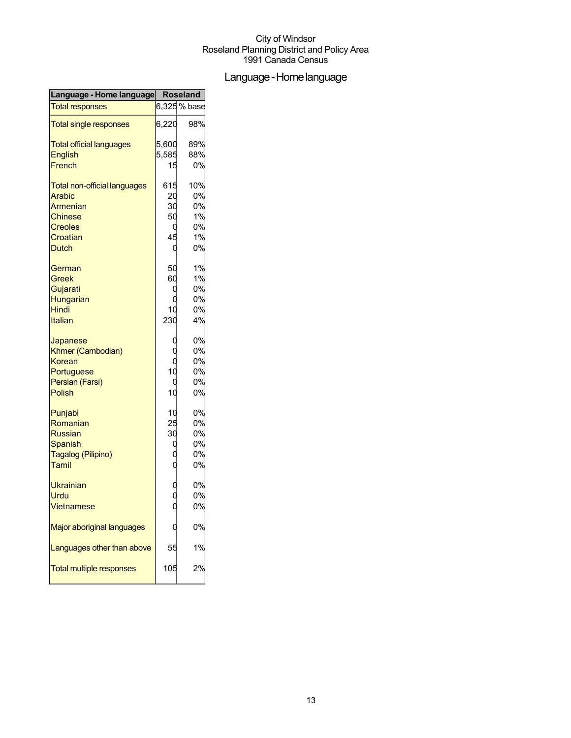City of Windsor
Roseland Planning District and Policy Area
1991 Canada Census

# Language - Home language

| Language - Home language | Roseland | |
|---|---|---|
| Total responses | 6,325 | % base |
| Total single responses | 6,220 | 98% |
| Total official languages | 5,600 | 89% |
| English | 5,585 | 88% |
| French | 15 | 0% |
| Total non-official languages | 615 | 10% |
| Arabic | 20 | 0% |
| Armenian | 30 | 0% |
| Chinese | 50 | 1% |
| Creoles | 0 | 0% |
| Croatian | 45 | 1% |
| Dutch | 0 | 0% |
| German | 50 | 1% |
| Greek | 60 | 1% |
| Gujarati | 0 | 0% |
| Hungarian | 0 | 0% |
| Hindi | 10 | 0% |
| Italian | 230 | 4% |
| Japanese | 0 | 0% |
| Khmer (Cambodian) | 0 | 0% |
| Korean | 0 | 0% |
| Portuguese | 10 | 0% |
| Persian (Farsi) | 0 | 0% |
| Polish | 10 | 0% |
| Punjabi | 10 | 0% |
| Romanian | 25 | 0% |
| Russian | 30 | 0% |
| Spanish | 0 | 0% |
| Tagalog (Pilipino) | 0 | 0% |
| Tamil | 0 | 0% |
| Ukrainian | 0 | 0% |
| Urdu | 0 | 0% |
| Vietnamese | 0 | 0% |
| Major aboriginal languages | 0 | 0% |
| Languages other than above | 55 | 1% |
| Total multiple responses | 105 | 2% |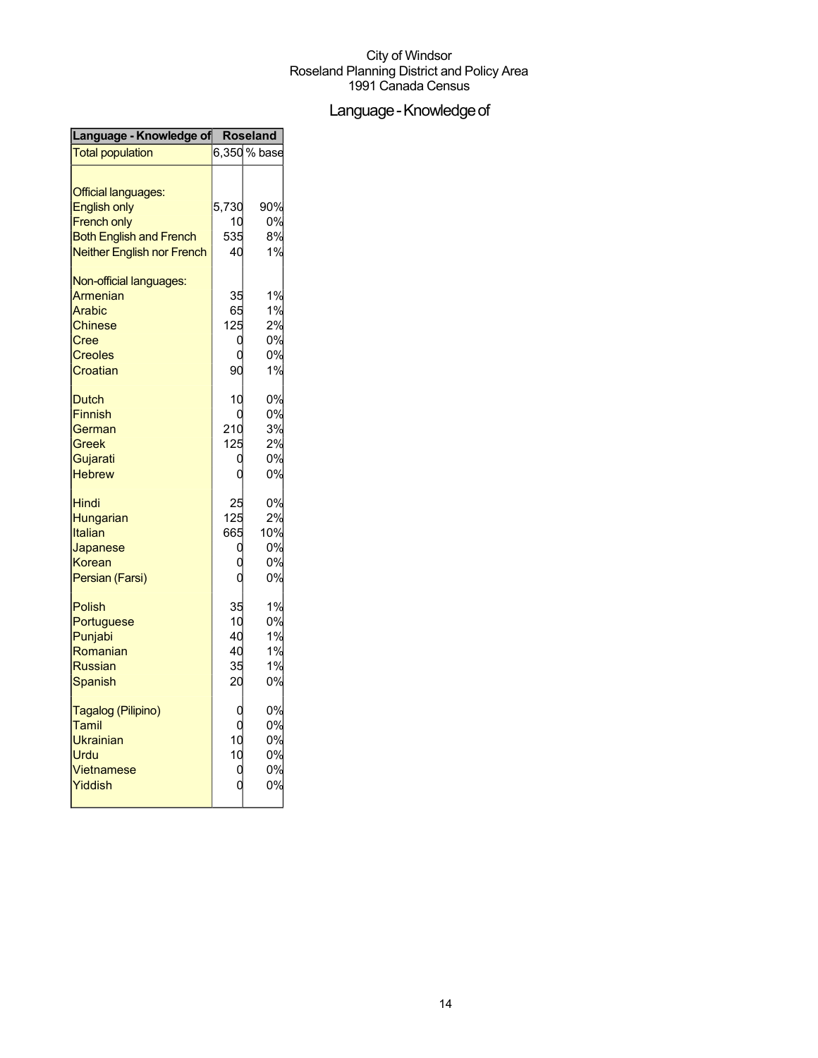City of Windsor
Roseland Planning District and Policy Area
1991 Canada Census

# Language - Knowledge of

| Language - Knowledge of | Roseland | |
|---|---|---|
| Total population | 6,350 | % base |
| | | |
| Official languages: | | |
| English only | 5,730 | 90% |
| French only | 10 | 0% |
| Both English and French | 535 | 8% |
| Neither English nor French | 40 | 1% |
| | | |
| Non-official languages: | | |
| Armenian | 35 | 1% |
| Arabic | 65 | 1% |
| Chinese | 125 | 2% |
| Cree | 0 | 0% |
| Creoles | 0 | 0% |
| Croatian | 90 | 1% |
| | | |
| Dutch | 10 | 0% |
| Finnish | 0 | 0% |
| German | 210 | 3% |
| Greek | 125 | 2% |
| Gujarati | 0 | 0% |
| Hebrew | 0 | 0% |
| | | |
| Hindi | 25 | 0% |
| Hungarian | 125 | 2% |
| Italian | 665 | 10% |
| Japanese | 0 | 0% |
| Korean | 0 | 0% |
| Persian (Farsi) | 0 | 0% |
| | | |
| Polish | 35 | 1% |
| Portuguese | 10 | 0% |
| Punjabi | 40 | 1% |
| Romanian | 40 | 1% |
| Russian | 35 | 1% |
| Spanish | 20 | 0% |
| | | |
| Tagalog (Pilipino) | 0 | 0% |
| Tamil | 0 | 0% |
| Ukrainian | 10 | 0% |
| Urdu | 10 | 0% |
| Vietnamese | 0 | 0% |
| Yiddish | 0 | 0% |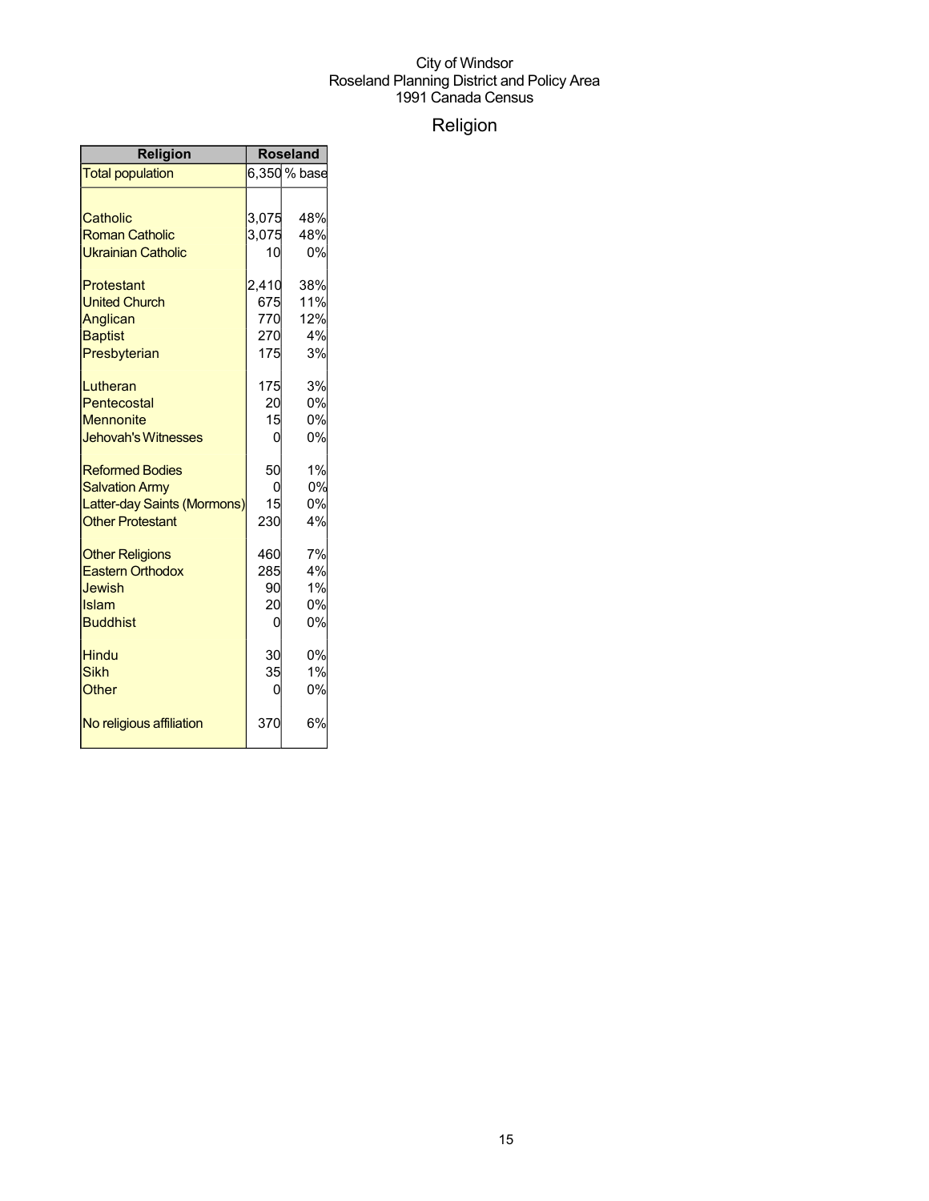City of Windsor
Roseland Planning District and Policy Area
1991 Canada Census

# Religion

| Religion | Roseland | |
|---|---|---|
| Total population | 6,350 | % base |
| | | |
| Catholic | 3,075 | 48% |
| Roman Catholic | 3,075 | 48% |
| Ukrainian Catholic | 10 | 0% |
| | | |
| Protestant | 2,410 | 38% |
| United Church | 675 | 11% |
| Anglican | 770 | 12% |
| Baptist | 270 | 4% |
| Presbyterian | 175 | 3% |
| | | |
| Lutheran | 175 | 3% |
| Pentecostal | 20 | 0% |
| Mennonite | 15 | 0% |
| Jehovah's Witnesses | 0 | 0% |
| | | |
| Reformed Bodies | 50 | 1% |
| Salvation Army | 0 | 0% |
| Latter-day Saints (Mormons) | 15 | 0% |
| Other Protestant | 230 | 4% |
| | | |
| Other Religions | 460 | 7% |
| Eastern Orthodox | 285 | 4% |
| Jewish | 90 | 1% |
| Islam | 20 | 0% |
| Buddhist | 0 | 0% |
| | | |
| Hindu | 30 | 0% |
| Sikh | 35 | 1% |
| Other | 0 | 0% |
| | | |
| No religious affiliation | 370 | 6% |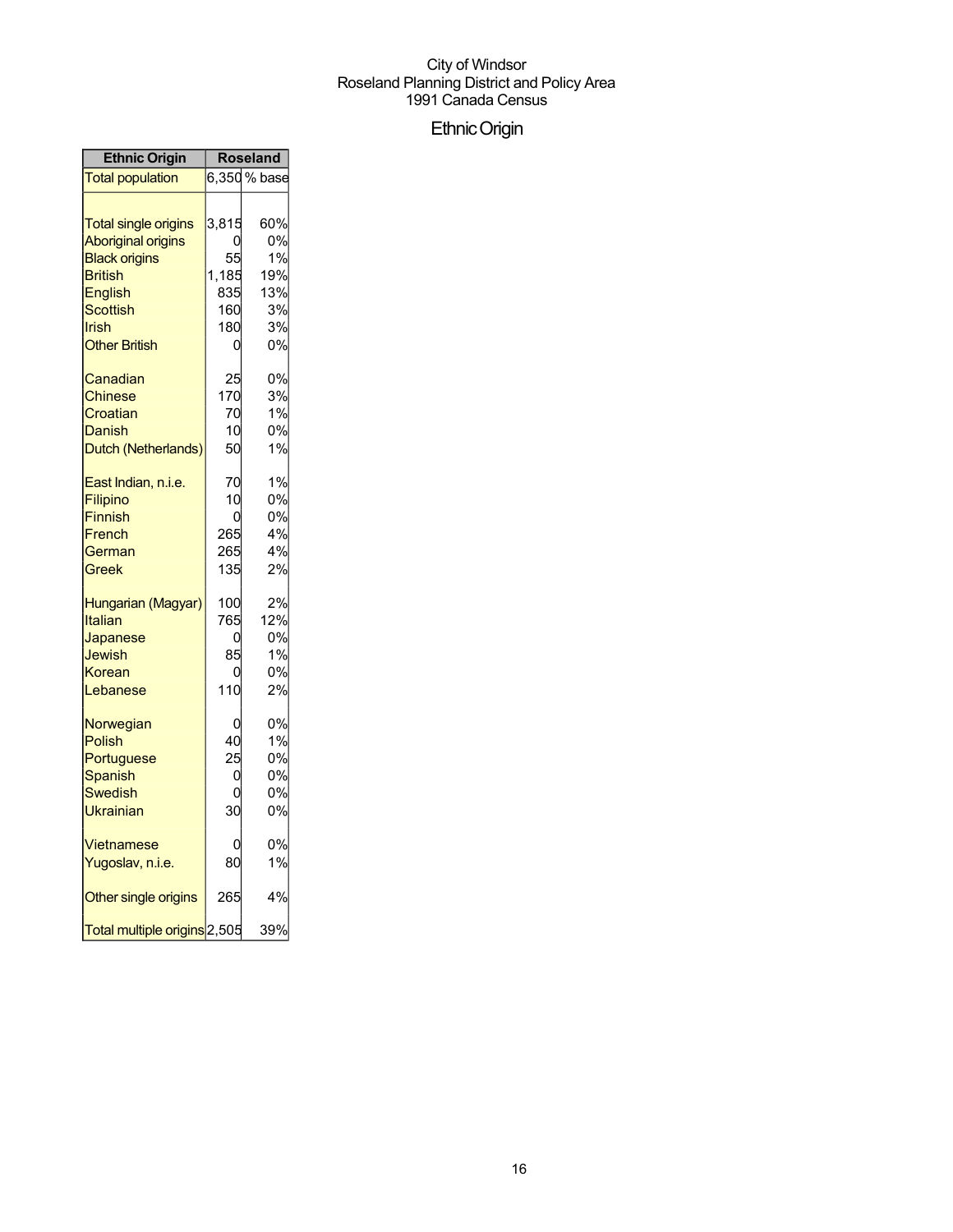City of Windsor
Roseland Planning District and Policy Area
1991 Canada Census

# Ethnic Origin

| Ethnic Origin | Roseland | |
|---|---|---|
| Total population | 6,350 | % base |
| | | |
| Total single origins | 3,815 | 60% |
| Aboriginal origins | 0 | 0% |
| Black origins | 55 | 1% |
| British | 1,185 | 19% |
| English | 835 | 13% |
| Scottish | 160 | 3% |
| Irish | 180 | 3% |
| Other British | 0 | 0% |
| | | |
| Canadian | 25 | 0% |
| Chinese | 170 | 3% |
| Croatian | 70 | 1% |
| Danish | 10 | 0% |
| Dutch (Netherlands) | 50 | 1% |
| | | |
| East Indian, n.i.e. | 70 | 1% |
| Filipino | 10 | 0% |
| Finnish | 0 | 0% |
| French | 265 | 4% |
| German | 265 | 4% |
| Greek | 135 | 2% |
| | | |
| Hungarian (Magyar) | 100 | 2% |
| Italian | 765 | 12% |
| Japanese | 0 | 0% |
| Jewish | 85 | 1% |
| Korean | 0 | 0% |
| Lebanese | 110 | 2% |
| | | |
| Norwegian | 0 | 0% |
| Polish | 40 | 1% |
| Portuguese | 25 | 0% |
| Spanish | 0 | 0% |
| Swedish | 0 | 0% |
| Ukrainian | 30 | 0% |
| | | |
| Vietnamese | 0 | 0% |
| Yugoslav, n.i.e. | 80 | 1% |
| | | |
| Other single origins | 265 | 4% |
| | | |
| Total multiple origins | 2,505 | 39% |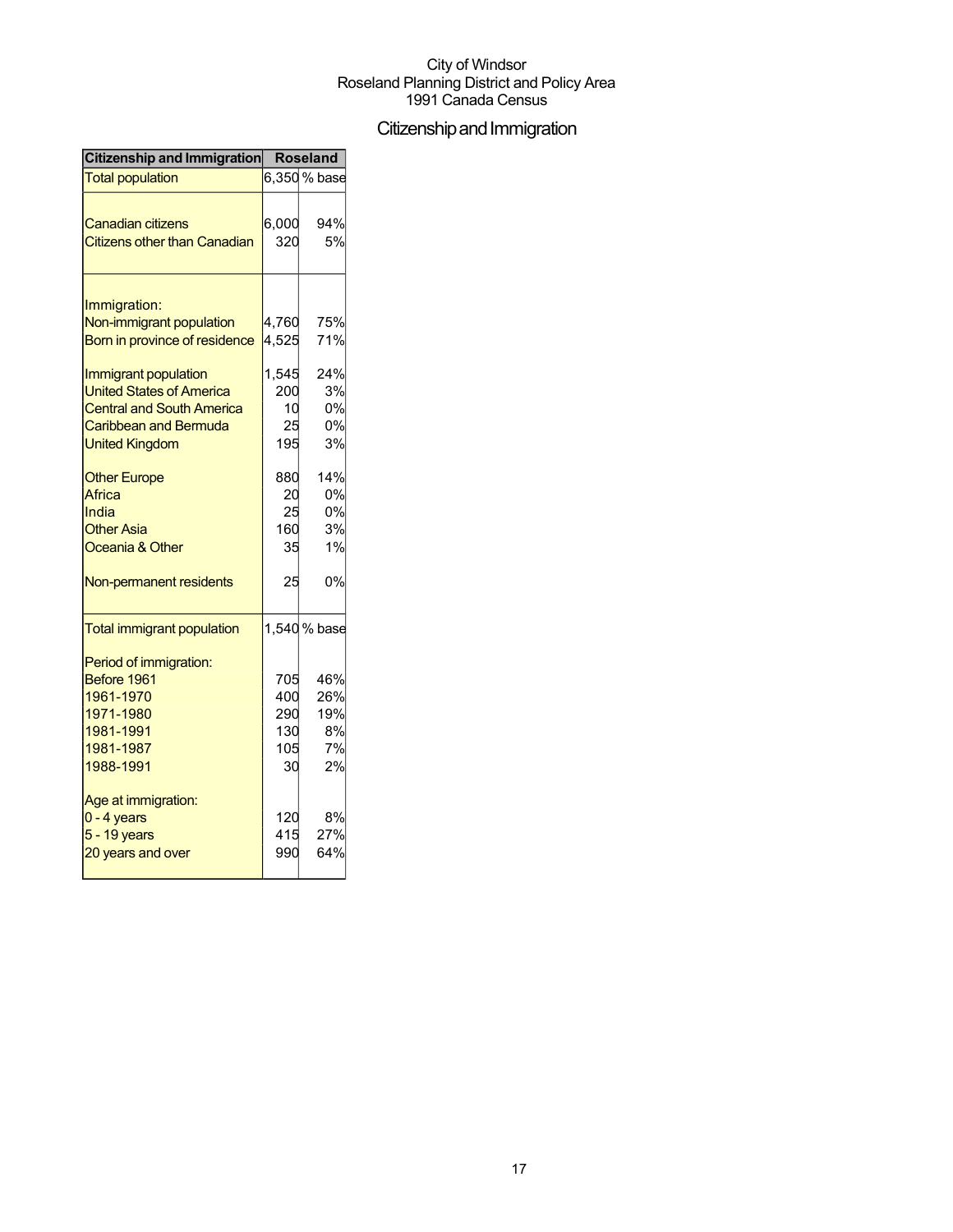City of Windsor
Roseland Planning District and Policy Area
1991 Canada Census

# Citizenship and Immigration

| Citizenship and Immigration | Roseland | |
|---|---|---|
| Total population | 6,350 | % base |
| | | |
| Canadian citizens | 6,000 | 94% |
| Citizens other than Canadian | 320 | 5% |
| | | |
| Immigration: | | |
| Non-immigrant population | 4,760 | 75% |
| Born in province of residence | 4,525 | 71% |
| | | |
| Immigrant population | 1,545 | 24% |
| United States of America | 200 | 3% |
| Central and South America | 10 | 0% |
| Caribbean and Bermuda | 25 | 0% |
| United Kingdom | 195 | 3% |
| | | |
| Other Europe | 880 | 14% |
| Africa | 20 | 0% |
| India | 25 | 0% |
| Other Asia | 160 | 3% |
| Oceania & Other | 35 | 1% |
| | | |
| Non-permanent residents | 25 | 0% |
| | | |
| Total immigrant population | 1,540 | % base |
| | | |
| Period of immigration: | | |
| Before 1961 | 705 | 46% |
| 1961-1970 | 400 | 26% |
| 1971-1980 | 290 | 19% |
| 1981-1991 | 130 | 8% |
| 1981-1987 | 105 | 7% |
| 1988-1991 | 30 | 2% |
| | | |
| Age at immigration: | | |
| 0 - 4 years | 120 | 8% |
| 5 - 19 years | 415 | 27% |
| 20 years and over | 990 | 64% |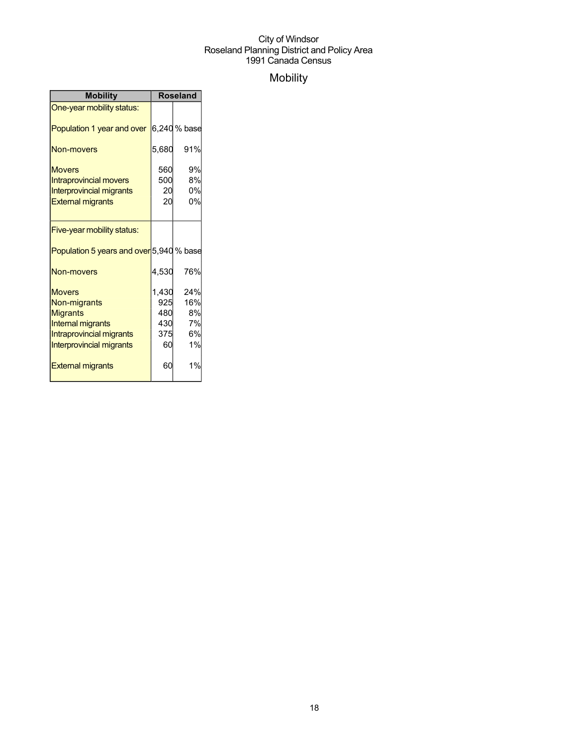City of Windsor
Roseland Planning District and Policy Area
1991 Canada Census

# Mobility

| Mobility | Roseland | |
|---|---|---|
| One-year mobility status: | | |
| Population 1 year and over | 6,240 | % base |
| Non-movers | 5,680 | 91% |
| Movers | 560 | 9% |
| Intraprovincial movers | 500 | 8% |
| Interprovincial migrants | 20 | 0% |
| External migrants | 20 | 0% |
| Five-year mobility status: | | |
| Population 5 years and over | 5,940 | % base |
| Non-movers | 4,530 | 76% |
| Movers | 1,430 | 24% |
| Non-migrants | 925 | 16% |
| Migrants | 480 | 8% |
| Internal migrants | 430 | 7% |
| Intraprovincial migrants | 375 | 6% |
| Interprovincial migrants | 60 | 1% |
| External migrants | 60 | 1% |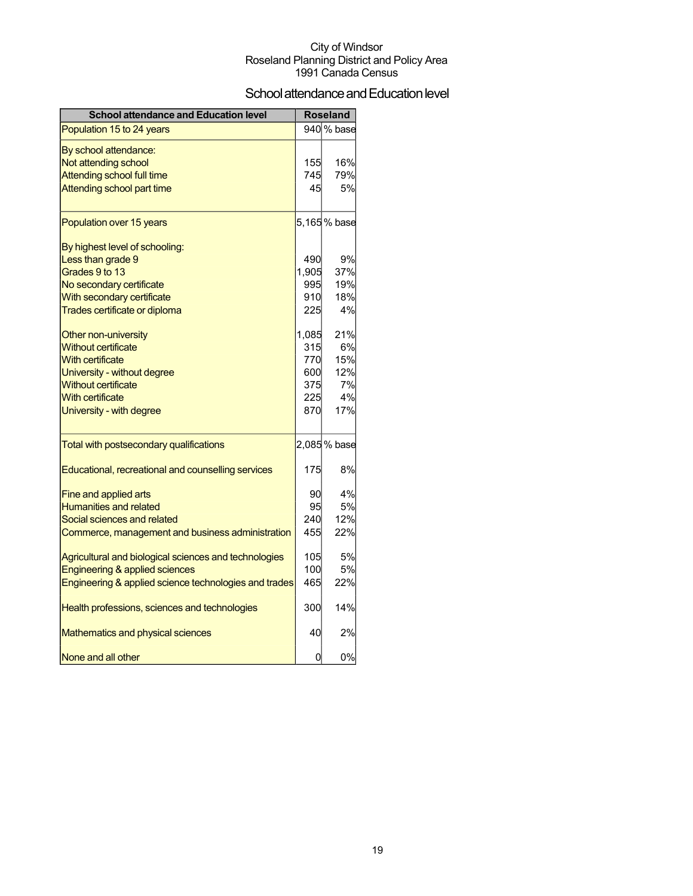City of Windsor
Roseland Planning District and Policy Area
1991 Canada Census

## School attendance and Education level

| School attendance and Education level | Roseland | |
|---|---|---|
| Population 15 to 24 years | 940 | % base |
| By school attendance: | | |
| Not attending school | 155 | 16% |
| Attending school full time | 745 | 79% |
| Attending school part time | 45 | 5% |
| Population over 15 years | 5,165 | % base |
| By highest level of schooling: | | |
| Less than grade 9 | 490 | 9% |
| Grades 9 to 13 | 1,905 | 37% |
| No secondary certificate | 995 | 19% |
| With secondary certificate | 910 | 18% |
| Trades certificate or diploma | 225 | 4% |
| Other non-university | 1,085 | 21% |
| Without certificate | 315 | 6% |
| With certificate | 770 | 15% |
| University - without degree | 600 | 12% |
| Without certificate | 375 | 7% |
| With certificate | 225 | 4% |
| University - with degree | 870 | 17% |
| Total with postsecondary qualifications | 2,085 | % base |
| Educational, recreational and counselling services | 175 | 8% |
| Fine and applied arts | 90 | 4% |
| Humanities and related | 95 | 5% |
| Social sciences and related | 240 | 12% |
| Commerce, management and business administration | 455 | 22% |
| Agricultural and biological sciences and technologies | 105 | 5% |
| Engineering & applied sciences | 100 | 5% |
| Engineering & applied science technologies and trades | 465 | 22% |
| Health professions, sciences and technologies | 300 | 14% |
| Mathematics and physical sciences | 40 | 2% |
| None and all other | 0 | 0% |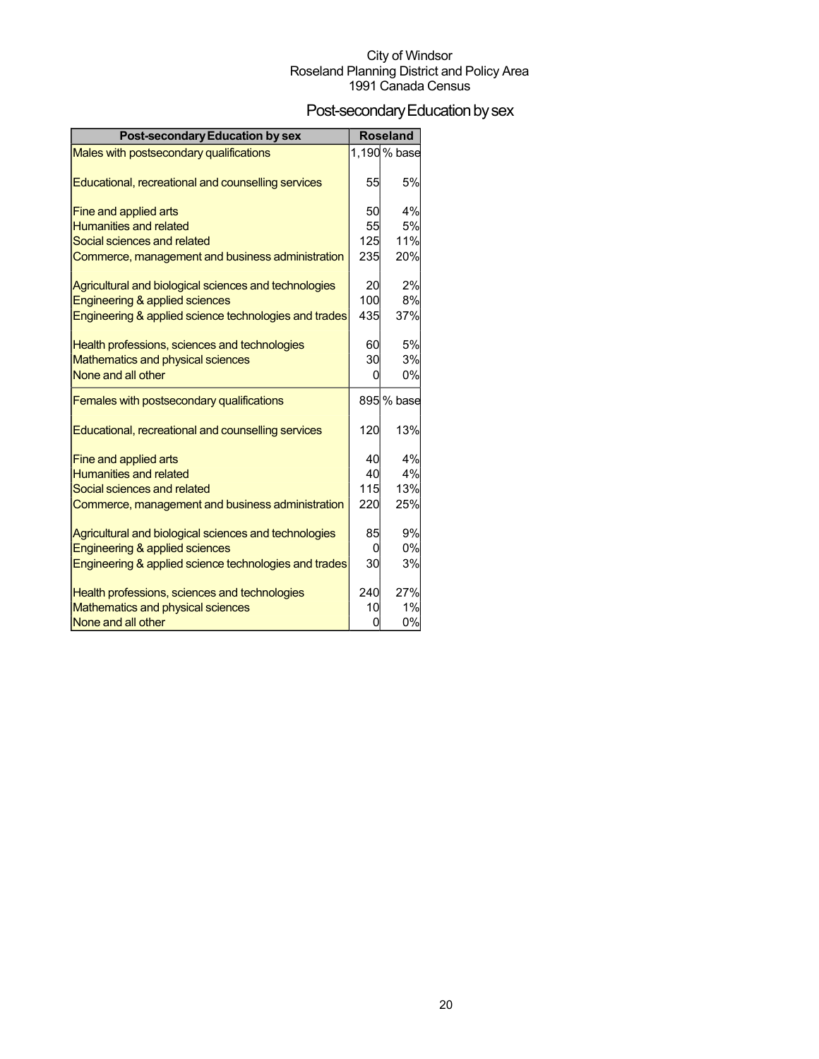City of Windsor
Roseland Planning District and Policy Area
1991 Canada Census

# Post-secondary Education by sex

| Post-secondary Education by sex | Roseland | |
|---|---|---|
| Males with postsecondary qualifications | 1,190 | % base |
| Educational, recreational and counselling services | 55 | 5% |
| Fine and applied arts | 50 | 4% |
| Humanities and related | 55 | 5% |
| Social sciences and related | 125 | 11% |
| Commerce, management and business administration | 235 | 20% |
| Agricultural and biological sciences and technologies | 20 | 2% |
| Engineering & applied sciences | 100 | 8% |
| Engineering & applied science technologies and trades | 435 | 37% |
| Health professions, sciences and technologies | 60 | 5% |
| Mathematics and physical sciences | 30 | 3% |
| None and all other | 0 | 0% |
| Females with postsecondary qualifications | 895 | % base |
| Educational, recreational and counselling services | 120 | 13% |
| Fine and applied arts | 40 | 4% |
| Humanities and related | 40 | 4% |
| Social sciences and related | 115 | 13% |
| Commerce, management and business administration | 220 | 25% |
| Agricultural and biological sciences and technologies | 85 | 9% |
| Engineering & applied sciences | 0 | 0% |
| Engineering & applied science technologies and trades | 30 | 3% |
| Health professions, sciences and technologies | 240 | 27% |
| Mathematics and physical sciences | 10 | 1% |
| None and all other | 0 | 0% |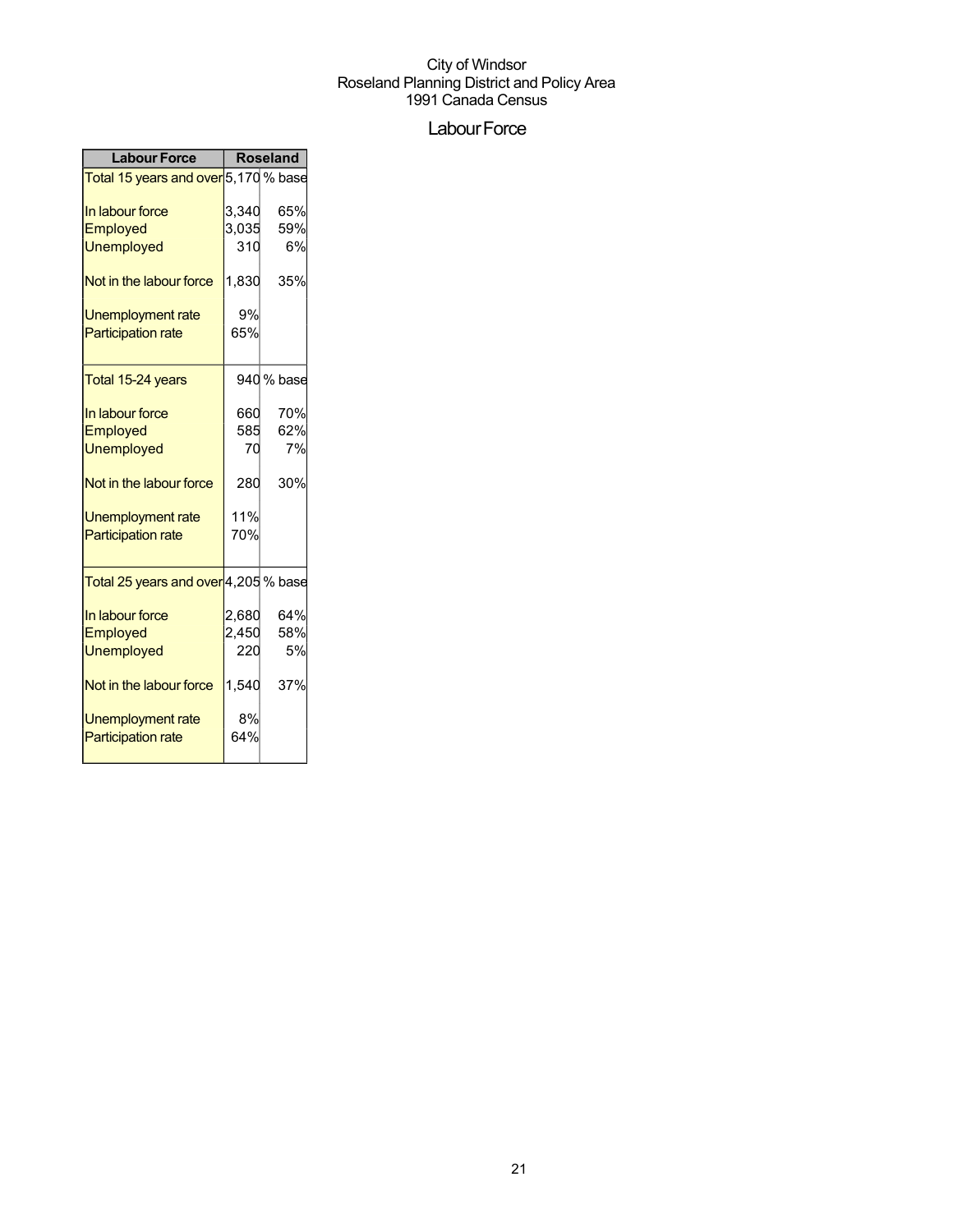City of Windsor
Roseland Planning District and Policy Area
1991 Canada Census

# Labour Force

| Labour Force | Roseland | |
|---|---|---|
| Total 15 years and over | 5,170 | % base |
| In labour force | 3,340 | 65% |
| Employed | 3,035 | 59% |
| Unemployed | 310 | 6% |
| Not in the labour force | 1,830 | 35% |
| Unemployment rate | 9% | |
| Participation rate | 65% | |
| Total 15-24 years | 940 | % base |
| In labour force | 660 | 70% |
| Employed | 585 | 62% |
| Unemployed | 70 | 7% |
| Not in the labour force | 280 | 30% |
| Unemployment rate | 11% | |
| Participation rate | 70% | |
| Total 25 years and over | 4,205 | % base |
| In labour force | 2,680 | 64% |
| Employed | 2,450 | 58% |
| Unemployed | 220 | 5% |
| Not in the labour force | 1,540 | 37% |
| Unemployment rate | 8% | |
| Participation rate | 64% | |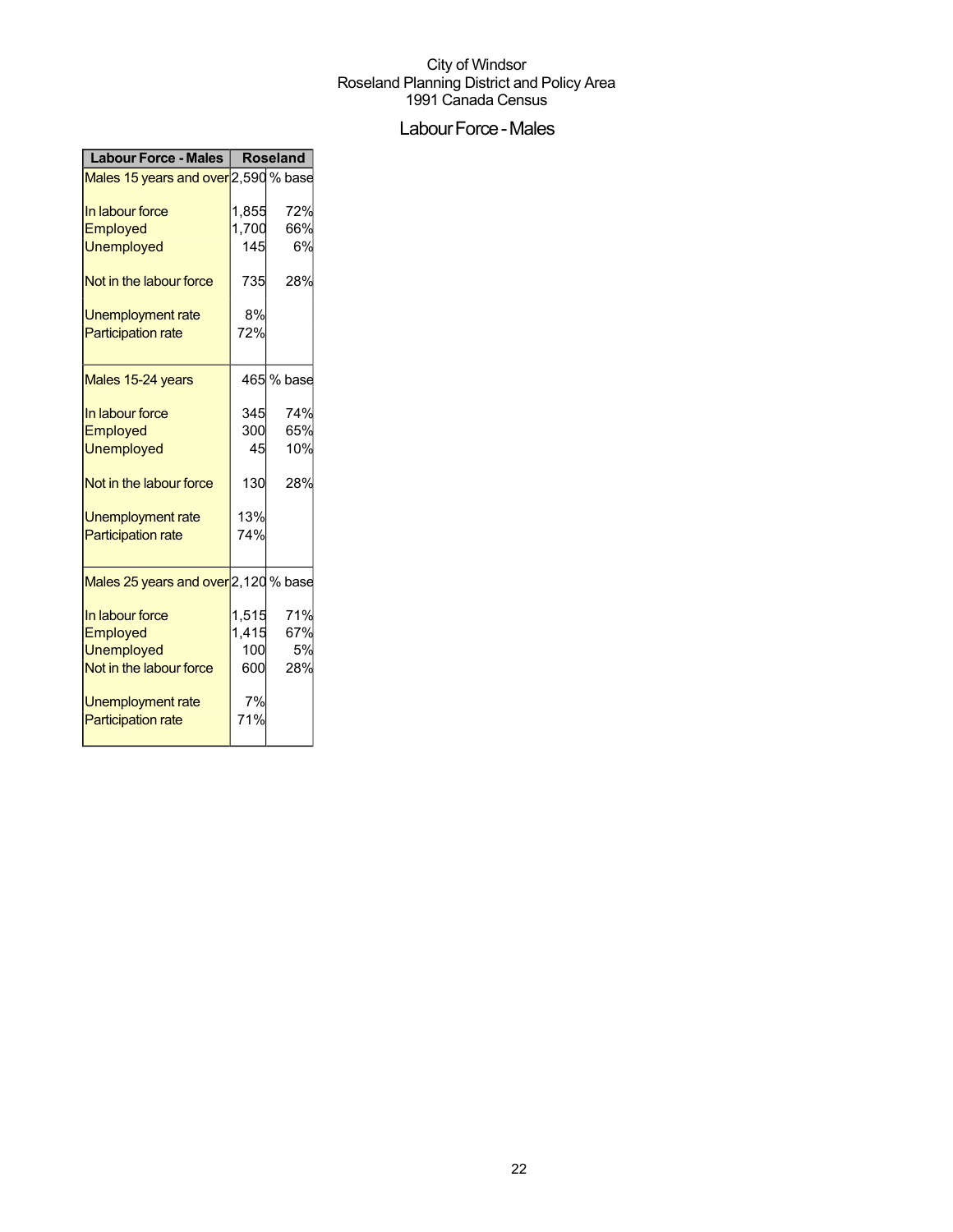City of Windsor
Roseland Planning District and Policy Area
1991 Canada Census

## Labour Force - Males

| Labour Force - Males | Roseland | |
|---|---|---|
| Males 15 years and over | 2,590 | % base |
| In labour force | 1,855 | 72% |
| Employed | 1,700 | 66% |
| Unemployed | 145 | 6% |
| Not in the labour force | 735 | 28% |
| Unemployment rate | 8% | |
| Participation rate | 72% | |
| Males 15-24 years | 465 | % base |
| In labour force | 345 | 74% |
| Employed | 300 | 65% |
| Unemployed | 45 | 10% |
| Not in the labour force | 130 | 28% |
| Unemployment rate | 13% | |
| Participation rate | 74% | |
| Males 25 years and over | 2,120 | % base |
| In labour force | 1,515 | 71% |
| Employed | 1,415 | 67% |
| Unemployed | 100 | 5% |
| Not in the labour force | 600 | 28% |
| Unemployment rate | 7% | |
| Participation rate | 71% | |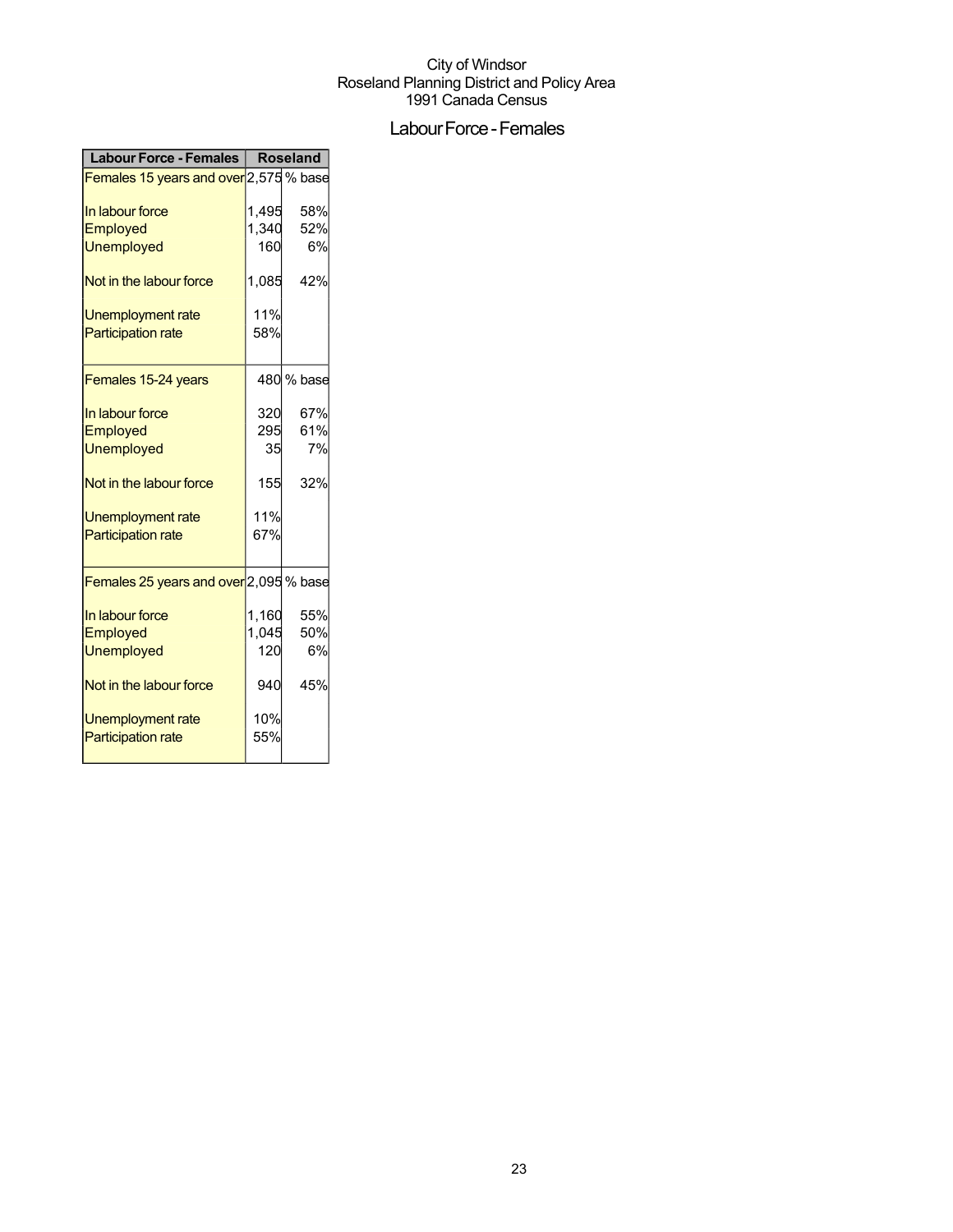City of Windsor
Roseland Planning District and Policy Area
1991 Canada Census

# Labour Force - Females

| Labour Force - Females | Roseland | |
|---|---|---|
| Females 15 years and over | 2,575 | % base |
| In labour force | 1,495 | 58% |
| Employed | 1,340 | 52% |
| Unemployed | 160 | 6% |
| Not in the labour force | 1,085 | 42% |
| Unemployment rate | 11% | |
| Participation rate | 58% | |
| Females 15-24 years | 480 | % base |
| In labour force | 320 | 67% |
| Employed | 295 | 61% |
| Unemployed | 35 | 7% |
| Not in the labour force | 155 | 32% |
| Unemployment rate | 11% | |
| Participation rate | 67% | |
| Females 25 years and over | 2,095 | % base |
| In labour force | 1,160 | 55% |
| Employed | 1,045 | 50% |
| Unemployed | 120 | 6% |
| Not in the labour force | 940 | 45% |
| Unemployment rate | 10% | |
| Participation rate | 55% | |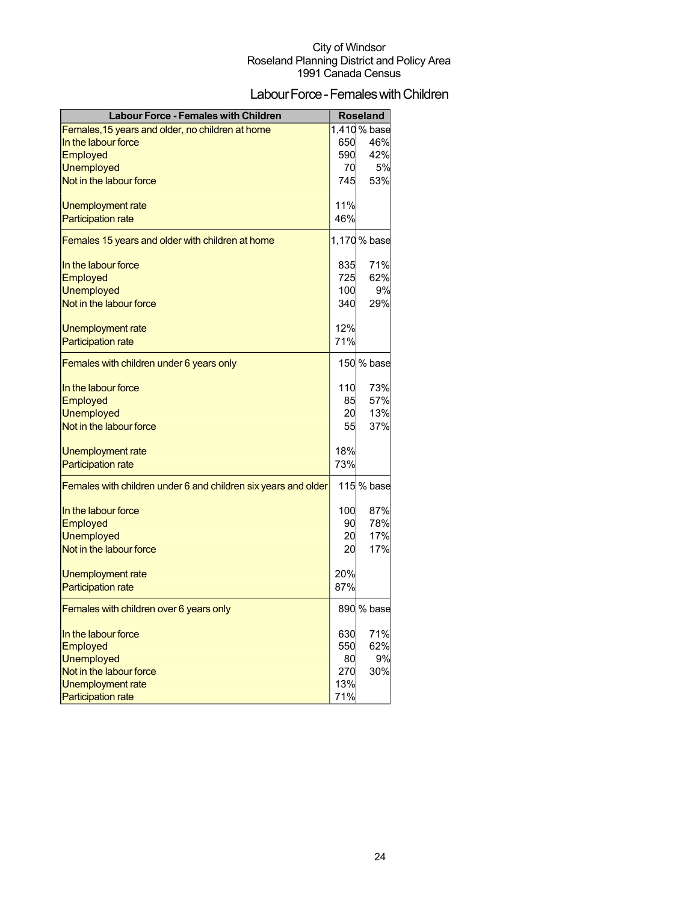City of Windsor
Roseland Planning District and Policy Area
1991 Canada Census

# Labour Force - Females with Children

| Labour Force - Females with Children | Roseland | |
|---|---|---|
| Females,15 years and older, no children at home | 1,410 | % base |
| In the labour force | 650 | 46% |
| Employed | 590 | 42% |
| Unemployed | 70 | 5% |
| Not in the labour force | 745 | 53% |
| | | |
| Unemployment rate | 11% | |
| Participation rate | 46% | |
| Females 15 years and older with children at home | 1,170 | % base |
| | | |
| In the labour force | 835 | 71% |
| Employed | 725 | 62% |
| Unemployed | 100 | 9% |
| Not in the labour force | 340 | 29% |
| | | |
| Unemployment rate | 12% | |
| Participation rate | 71% | |
| Females with children under 6 years only | 150 | % base |
| | | |
| In the labour force | 110 | 73% |
| Employed | 85 | 57% |
| Unemployed | 20 | 13% |
| Not in the labour force | 55 | 37% |
| | | |
| Unemployment rate | 18% | |
| Participation rate | 73% | |
| Females with children under 6 and children six years and older | 115 | % base |
| | | |
| In the labour force | 100 | 87% |
| Employed | 90 | 78% |
| Unemployed | 20 | 17% |
| Not in the labour force | 20 | 17% |
| | | |
| Unemployment rate | 20% | |
| Participation rate | 87% | |
| Females with children over 6 years only | 890 | % base |
| | | |
| In the labour force | 630 | 71% |
| Employed | 550 | 62% |
| Unemployed | 80 | 9% |
| Not in the labour force | 270 | 30% |
| Unemployment rate | 13% | |
| Participation rate | 71% | |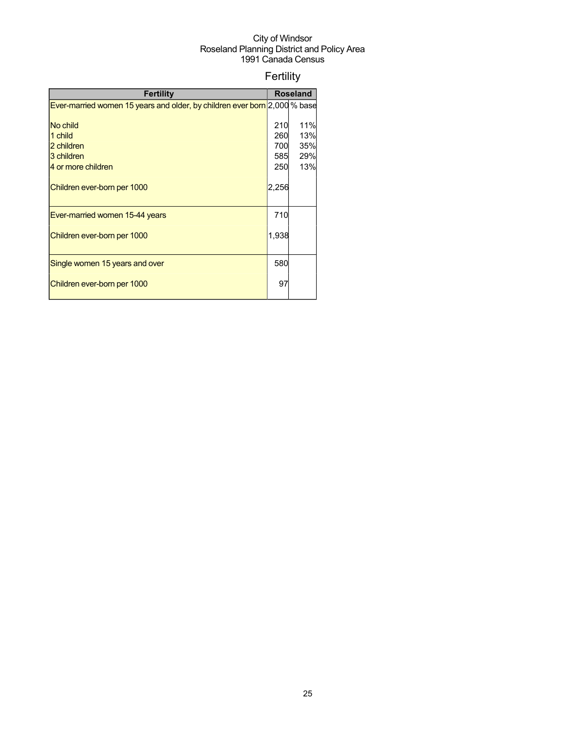City of Windsor
Roseland Planning District and Policy Area
1991 Canada Census

# Fertility

| Fertility | Roseland | |
|---|---|---|
| Ever-married women 15 years and older, by children ever born | 2,000 | % base |
| No child | 210 | 11% |
| 1 child | 260 | 13% |
| 2 children | 700 | 35% |
| 3 children | 585 | 29% |
| 4 or more children | 250 | 13% |
| Children ever-born per 1000 | 2,256 | |
| Ever-married women 15-44 years | 710 | |
| Children ever-born per 1000 | 1,938 | |
| Single women 15 years and over | 580 | |
| Children ever-born per 1000 | 97 | |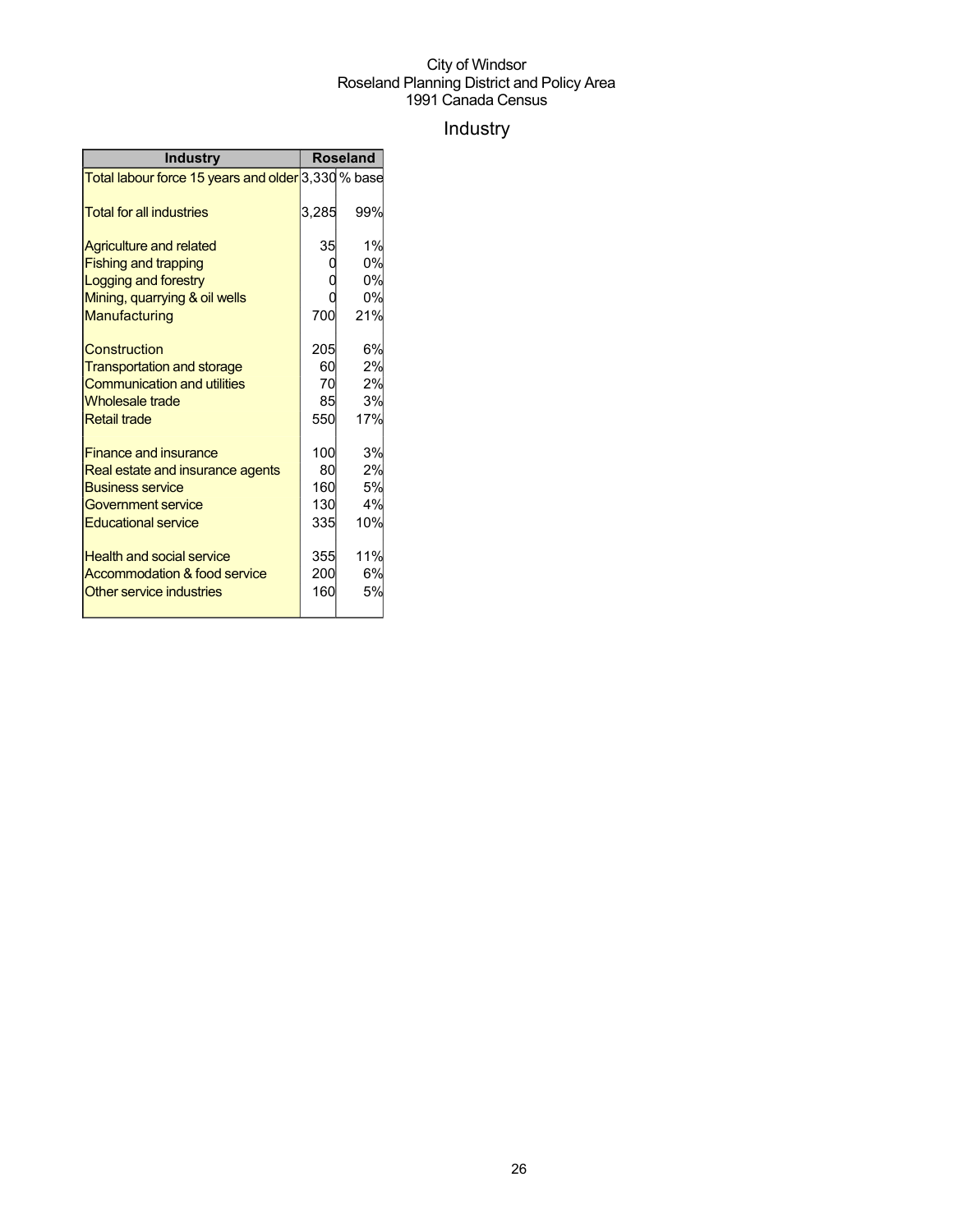City of Windsor
Roseland Planning District and Policy Area
1991 Canada Census

# Industry

| Industry | Roseland | |
|---|---|---|
| Total labour force 15 years and older | 3,330 | % base |
| Total for all industries | 3,285 | 99% |
| Agriculture and related | 35 | 1% |
| Fishing and trapping | 0 | 0% |
| Logging and forestry | 0 | 0% |
| Mining, quarrying & oil wells | 0 | 0% |
| Manufacturing | 700 | 21% |
| Construction | 205 | 6% |
| Transportation and storage | 60 | 2% |
| Communication and utilities | 70 | 2% |
| Wholesale trade | 85 | 3% |
| Retail trade | 550 | 17% |
| Finance and insurance | 100 | 3% |
| Real estate and insurance agents | 80 | 2% |
| Business service | 160 | 5% |
| Government service | 130 | 4% |
| Educational service | 335 | 10% |
| Health and social service | 355 | 11% |
| Accommodation & food service | 200 | 6% |
| Other service industries | 160 | 5% |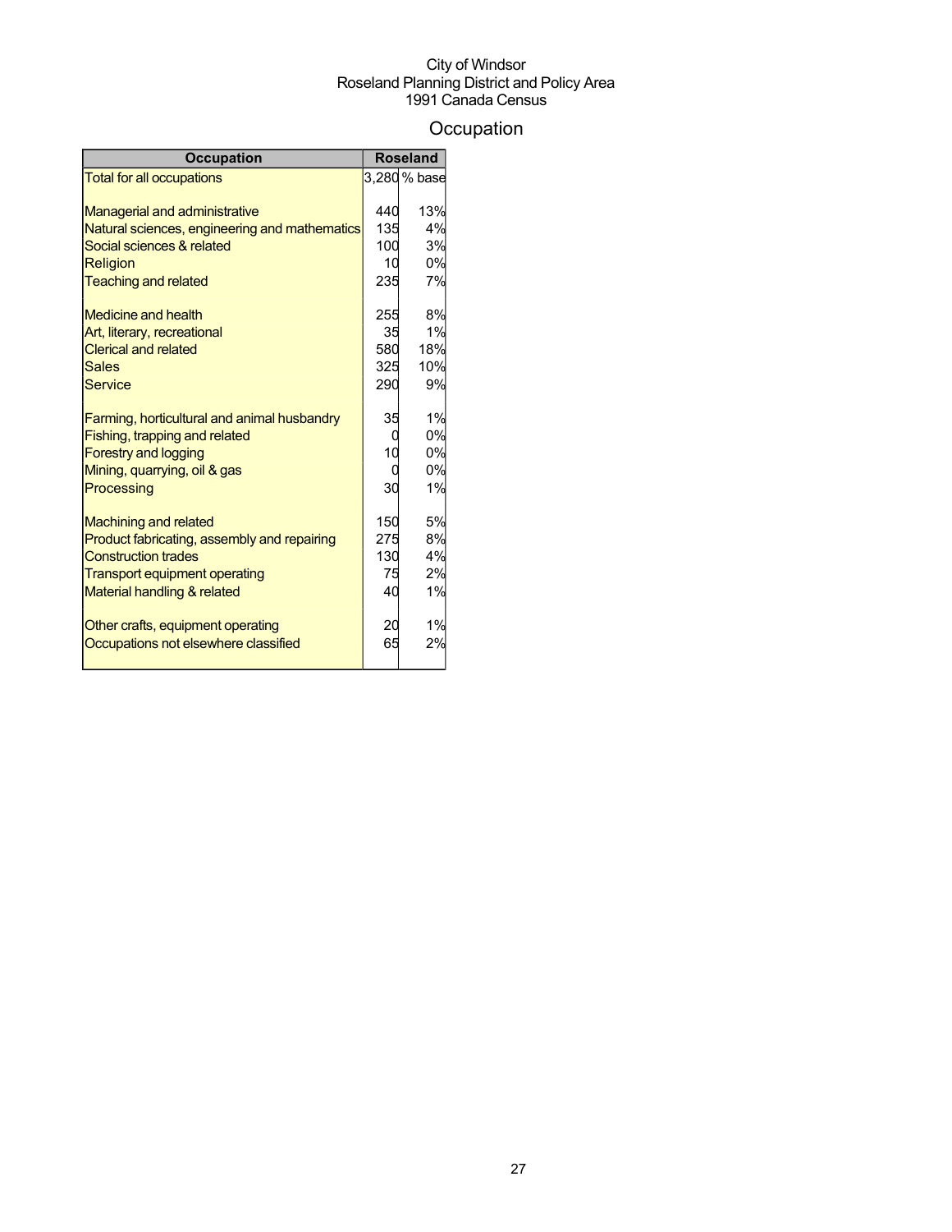City of Windsor
Roseland Planning District and Policy Area
1991 Canada Census

# Occupation

| Occupation | Roseland | |
|---|---|---|
| Total for all occupations | 3,280 | % base |
| | | |
| Managerial and administrative | 440 | 13% |
| Natural sciences, engineering and mathematics | 135 | 4% |
| Social sciences & related | 100 | 3% |
| Religion | 10 | 0% |
| Teaching and related | 235 | 7% |
| | | |
| Medicine and health | 255 | 8% |
| Art, literary, recreational | 35 | 1% |
| Clerical and related | 580 | 18% |
| Sales | 325 | 10% |
| Service | 290 | 9% |
| | | |
| Farming, horticultural and animal husbandry | 35 | 1% |
| Fishing, trapping and related | 0 | 0% |
| Forestry and logging | 10 | 0% |
| Mining, quarrying, oil & gas | 0 | 0% |
| Processing | 30 | 1% |
| | | |
| Machining and related | 150 | 5% |
| Product fabricating, assembly and repairing | 275 | 8% |
| Construction trades | 130 | 4% |
| Transport equipment operating | 75 | 2% |
| Material handling & related | 40 | 1% |
| | | |
| Other crafts, equipment operating | 20 | 1% |
| Occupations not elsewhere classified | 65 | 2% |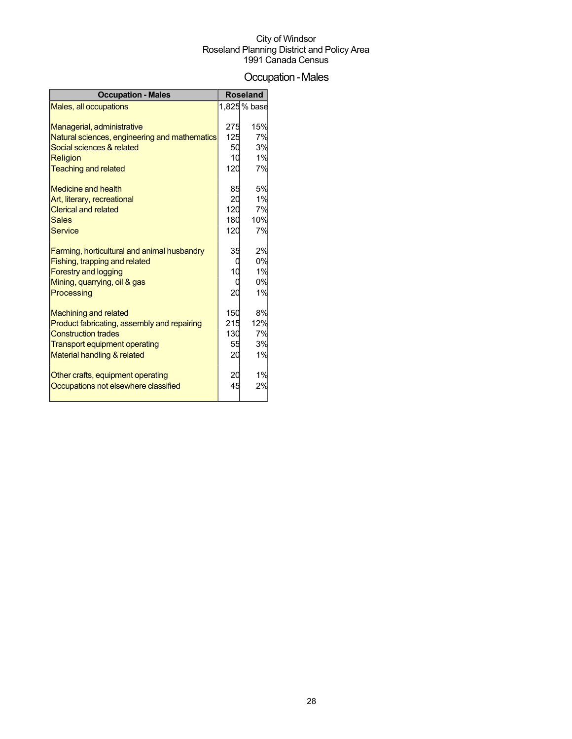City of Windsor
Roseland Planning District and Policy Area
1991 Canada Census

# Occupation - Males

| Occupation - Males | Roseland | |
|---|---|---|
| Males, all occupations | 1,825 | % base |
| | | |
| Managerial, administrative | 275 | 15% |
| Natural sciences, engineering and mathematics | 125 | 7% |
| Social sciences & related | 50 | 3% |
| Religion | 10 | 1% |
| Teaching and related | 120 | 7% |
| | | |
| Medicine and health | 85 | 5% |
| Art, literary, recreational | 20 | 1% |
| Clerical and related | 120 | 7% |
| Sales | 180 | 10% |
| Service | 120 | 7% |
| | | |
| Farming, horticultural and animal husbandry | 35 | 2% |
| Fishing, trapping and related | 0 | 0% |
| Forestry and logging | 10 | 1% |
| Mining, quarrying, oil & gas | 0 | 0% |
| Processing | 20 | 1% |
| | | |
| Machining and related | 150 | 8% |
| Product fabricating, assembly and repairing | 215 | 12% |
| Construction trades | 130 | 7% |
| Transport equipment operating | 55 | 3% |
| Material handling & related | 20 | 1% |
| | | |
| Other crafts, equipment operating | 20 | 1% |
| Occupations not elsewhere classified | 45 | 2% |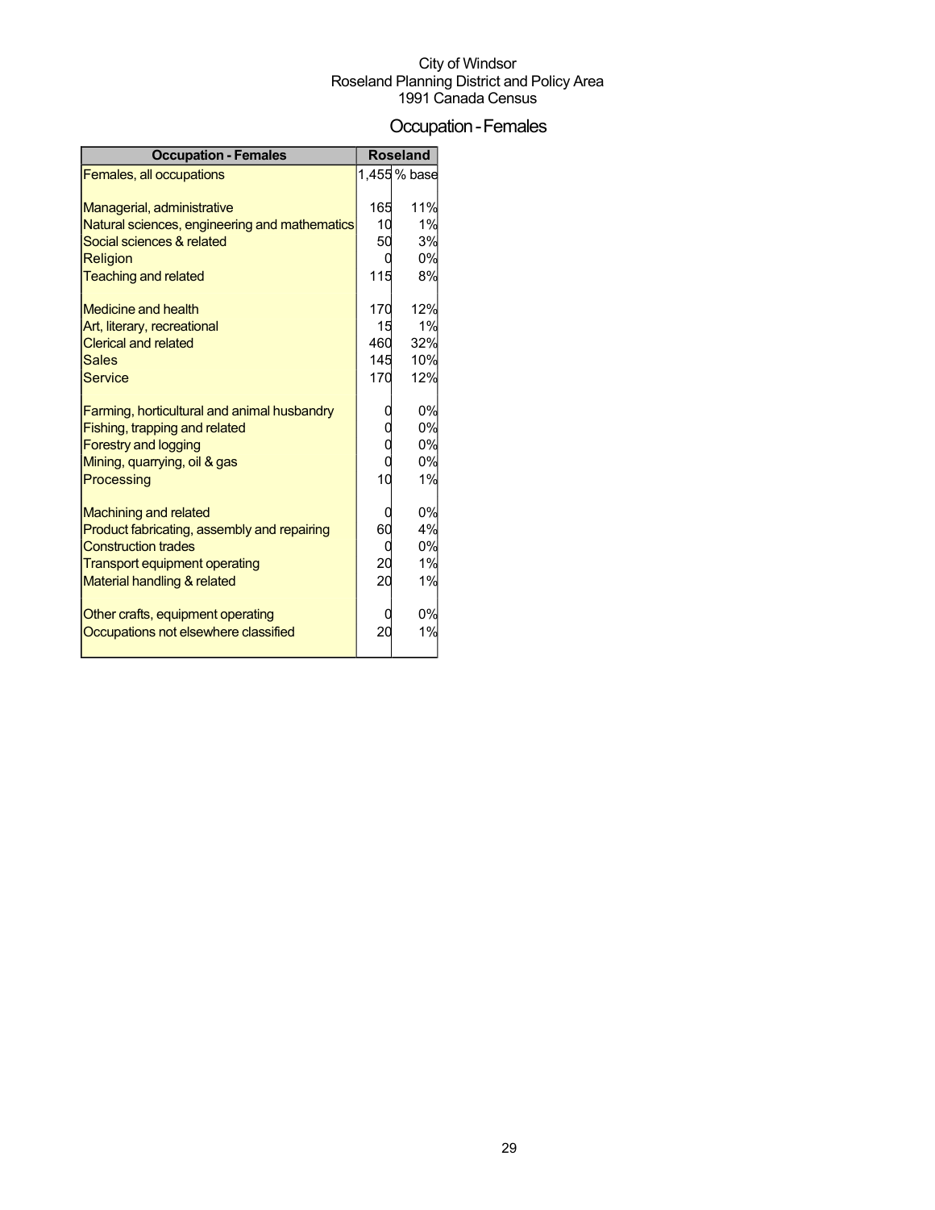City of Windsor
Roseland Planning District and Policy Area
1991 Canada Census

# Occupation - Females

| Occupation - Females | Roseland | |
|---|---|---|
| Females, all occupations | 1,455 | % base |
| | | |
| Managerial, administrative | 165 | 11% |
| Natural sciences, engineering and mathematics | 10 | 1% |
| Social sciences & related | 50 | 3% |
| Religion | 0 | 0% |
| Teaching and related | 115 | 8% |
| | | |
| Medicine and health | 170 | 12% |
| Art, literary, recreational | 15 | 1% |
| Clerical and related | 460 | 32% |
| Sales | 145 | 10% |
| Service | 170 | 12% |
| | | |
| Farming, horticultural and animal husbandry | 0 | 0% |
| Fishing, trapping and related | 0 | 0% |
| Forestry and logging | 0 | 0% |
| Mining, quarrying, oil & gas | 0 | 0% |
| Processing | 10 | 1% |
| | | |
| Machining and related | 0 | 0% |
| Product fabricating, assembly and repairing | 60 | 4% |
| Construction trades | 0 | 0% |
| Transport equipment operating | 20 | 1% |
| Material handling & related | 20 | 1% |
| | | |
| Other crafts, equipment operating | 0 | 0% |
| Occupations not elsewhere classified | 20 | 1% |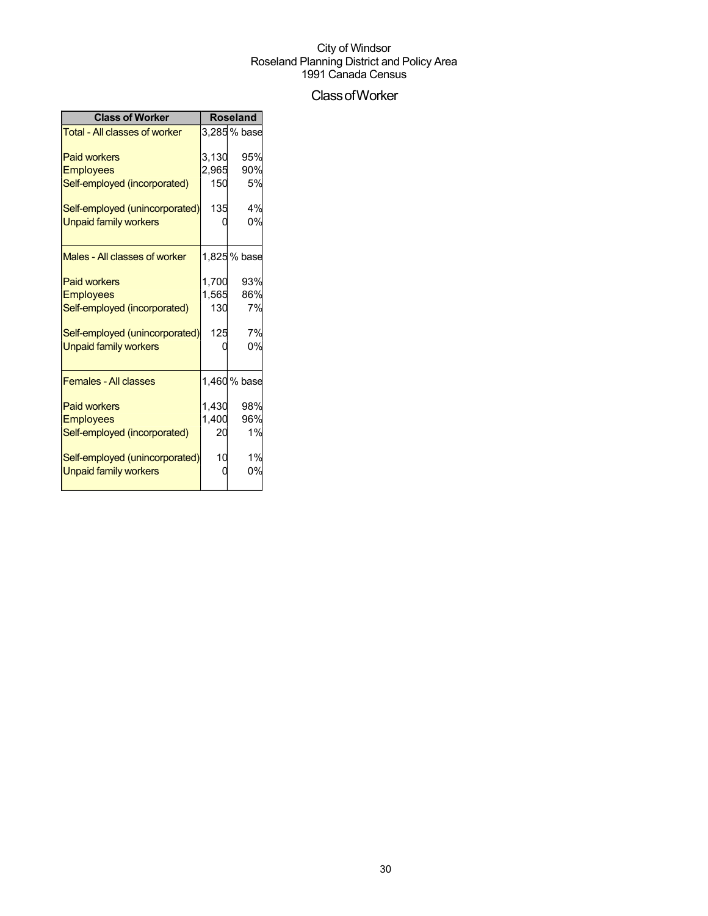City of Windsor
Roseland Planning District and Policy Area
1991 Canada Census

# Class of Worker

| Class of Worker | Roseland | |
|---|---|---|
| Total - All classes of worker | 3,285 | % base |
| Paid workers | 3,130 | 95% |
| Employees | 2,965 | 90% |
| Self-employed (incorporated) | 150 | 5% |
| Self-employed (unincorporated) | 135 | 4% |
| Unpaid family workers | 0 | 0% |
| Males - All classes of worker | 1,825 | % base |
| Paid workers | 1,700 | 93% |
| Employees | 1,565 | 86% |
| Self-employed (incorporated) | 130 | 7% |
| Self-employed (unincorporated) | 125 | 7% |
| Unpaid family workers | 0 | 0% |
| Females - All classes | 1,460 | % base |
| Paid workers | 1,430 | 98% |
| Employees | 1,400 | 96% |
| Self-employed (incorporated) | 20 | 1% |
| Self-employed (unincorporated) | 10 | 1% |
| Unpaid family workers | 0 | 0% |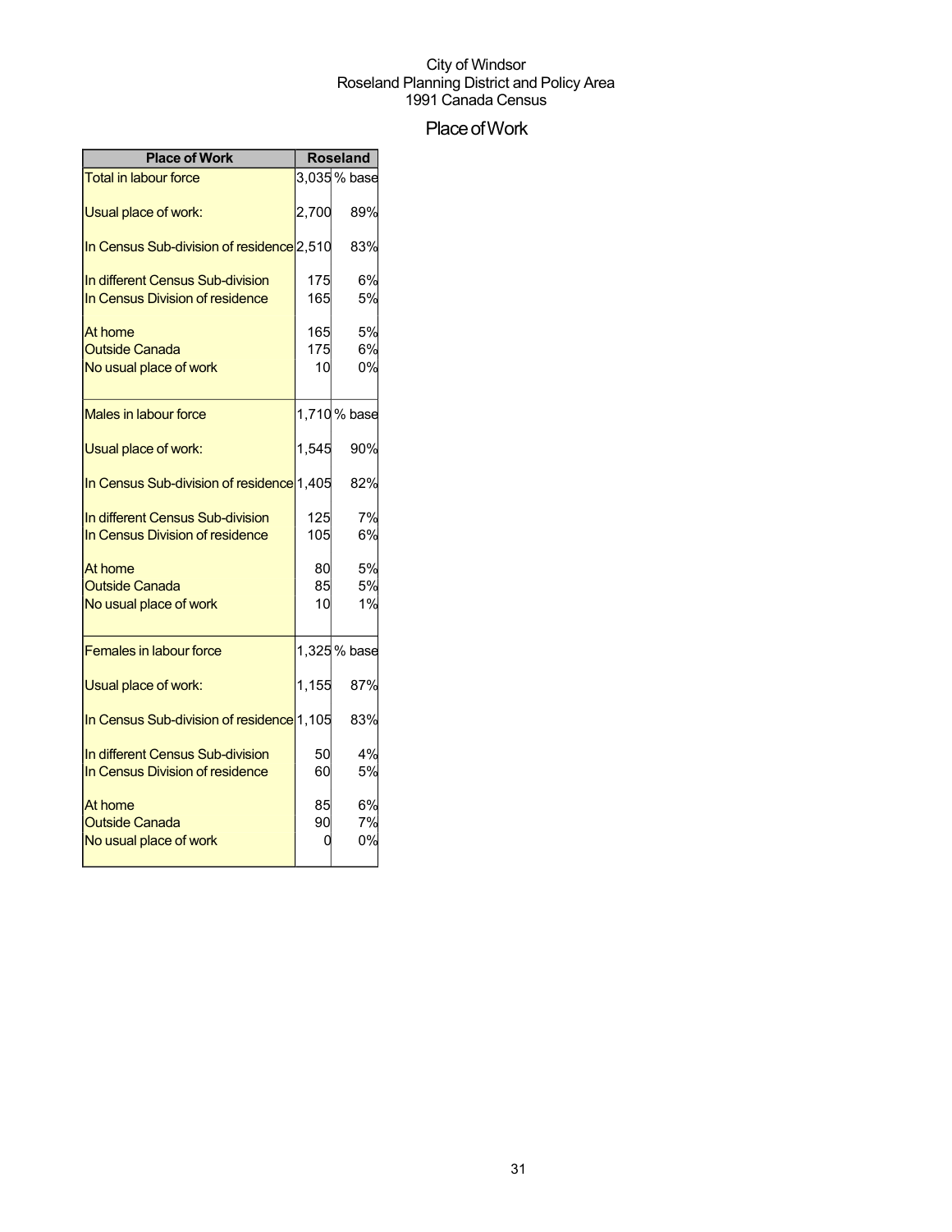City of Windsor
Roseland Planning District and Policy Area
1991 Canada Census

# Place of Work

| Place of Work | Roseland | |
|---|---|---|
| Total in labour force | 3,035 | % base |
| Usual place of work: | 2,700 | 89% |
| In Census Sub-division of residence | 2,510 | 83% |
| In different Census Sub-division | 175 | 6% |
| In Census Division of residence | 165 | 5% |
| At home | 165 | 5% |
| Outside Canada | 175 | 6% |
| No usual place of work | 10 | 0% |
| Males in labour force | 1,710 | % base |
| Usual place of work: | 1,545 | 90% |
| In Census Sub-division of residence | 1,405 | 82% |
| In different Census Sub-division | 125 | 7% |
| In Census Division of residence | 105 | 6% |
| At home | 80 | 5% |
| Outside Canada | 85 | 5% |
| No usual place of work | 10 | 1% |
| Females in labour force | 1,325 | % base |
| Usual place of work: | 1,155 | 87% |
| In Census Sub-division of residence | 1,105 | 83% |
| In different Census Sub-division | 50 | 4% |
| In Census Division of residence | 60 | 5% |
| At home | 85 | 6% |
| Outside Canada | 90 | 7% |
| No usual place of work | 0 | 0% |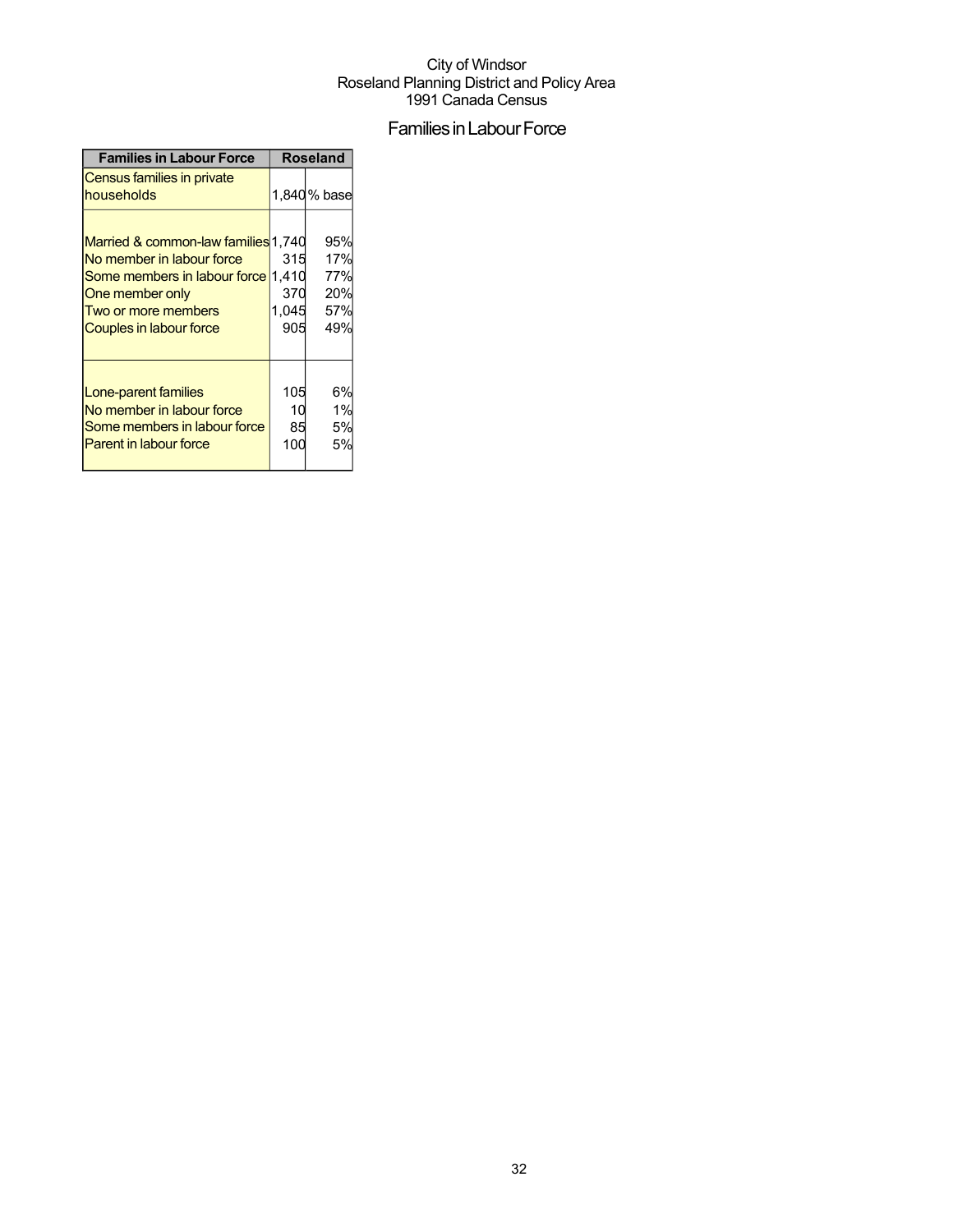City of Windsor
Roseland Planning District and Policy Area
1991 Canada Census

# Families in Labour Force

| Families in Labour Force | Roseland | |
|---|---|---|
| Census families in private households | 1,840 | % base |
| Married & common-law families | 1,740 | 95% |
| No member in labour force | 315 | 17% |
| Some members in labour force | 1,410 | 77% |
| One member only | 370 | 20% |
| Two or more members | 1,045 | 57% |
| Couples in labour force | 905 | 49% |
| Lone-parent families | 105 | 6% |
| No member in labour force | 10 | 1% |
| Some members in labour force | 85 | 5% |
| Parent in labour force | 100 | 5% |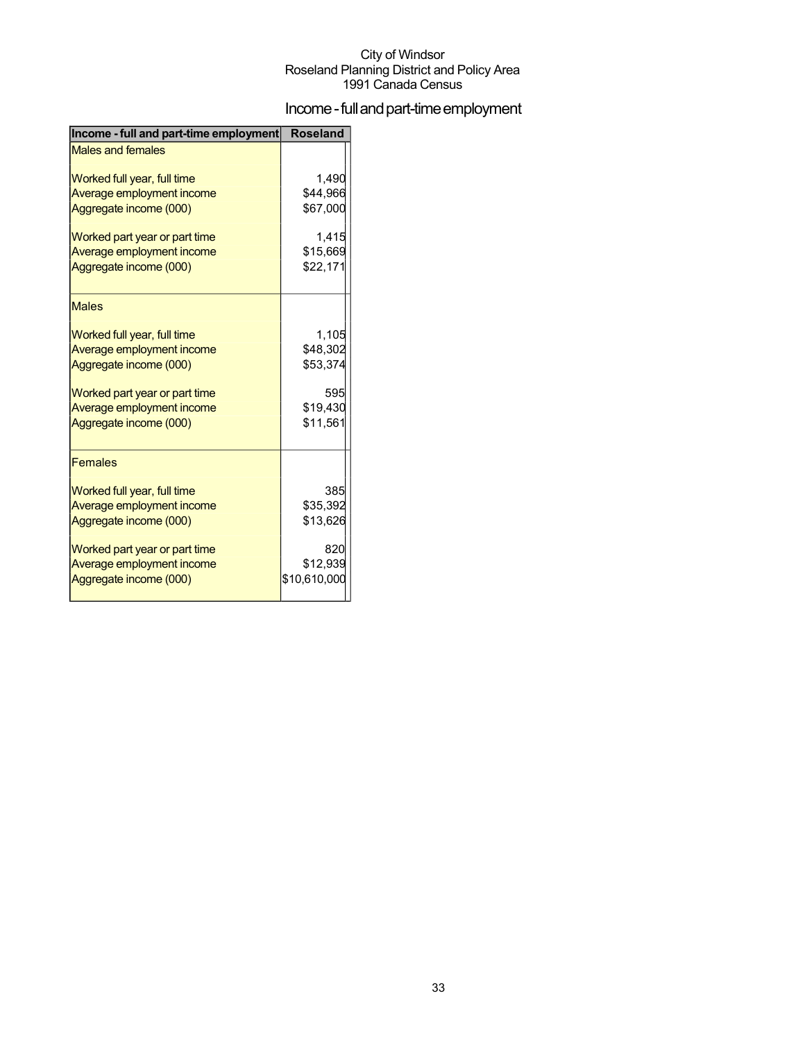City of Windsor
Roseland Planning District and Policy Area
1991 Canada Census

# Income - full and part-time employment

| Income - full and part-time employment | Roseland |
|---|---|
| Males and females | |
| Worked full year, full time | 1,490 |
| Average employment income | $44,966 |
| Aggregate income (000) | $67,000 |
| Worked part year or part time | 1,415 |
| Average employment income | $15,669 |
| Aggregate income (000) | $22,171 |
| Males | |
| Worked full year, full time | 1,105 |
| Average employment income | $48,302 |
| Aggregate income (000) | $53,374 |
| Worked part year or part time | 595 |
| Average employment income | $19,430 |
| Aggregate income (000) | $11,561 |
| Females | |
| Worked full year, full time | 385 |
| Average employment income | $35,392 |
| Aggregate income (000) | $13,626 |
| Worked part year or part time | 820 |
| Average employment income | $12,939 |
| Aggregate income (000) | $10,610,000 |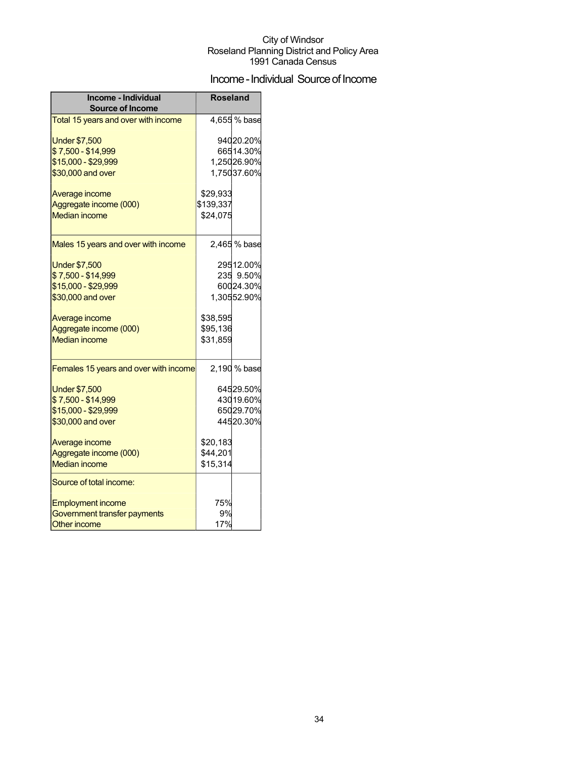City of Windsor
Roseland Planning District and Policy Area
1991 Canada Census

## Income - Individual Source of Income

| Income - Individual Source of Income | Roseland | |
|---|---|---|
| Total 15 years and over with income | 4,655 | % base |
| Under $7,500 | 940 | 20.20% |
| $ 7,500 - $14,999 | 665 | 14.30% |
| $15,000 - $29,999 | 1,250 | 26.90% |
| $30,000 and over | 1,750 | 37.60% |
| Average income | $29,933 | |
| Aggregate income (000) | $139,337 | |
| Median income | $24,075 | |
| Males 15 years and over with income | 2,465 | % base |
| Under $7,500 | 295 | 12.00% |
| $ 7,500 - $14,999 | 235 | 9.50% |
| $15,000 - $29,999 | 600 | 24.30% |
| $30,000 and over | 1,305 | 52.90% |
| Average income | $38,595 | |
| Aggregate income (000) | $95,136 | |
| Median income | $31,859 | |
| Females 15 years and over with income | 2,190 | % base |
| Under $7,500 | 645 | 29.50% |
| $ 7,500 - $14,999 | 430 | 19.60% |
| $15,000 - $29,999 | 650 | 29.70% |
| $30,000 and over | 445 | 20.30% |
| Average income | $20,183 | |
| Aggregate income (000) | $44,201 | |
| Median income | $15,314 | |
| Source of total income: | | |
| Employment income | 75% | |
| Government transfer payments | 9% | |
| Other income | 17% | |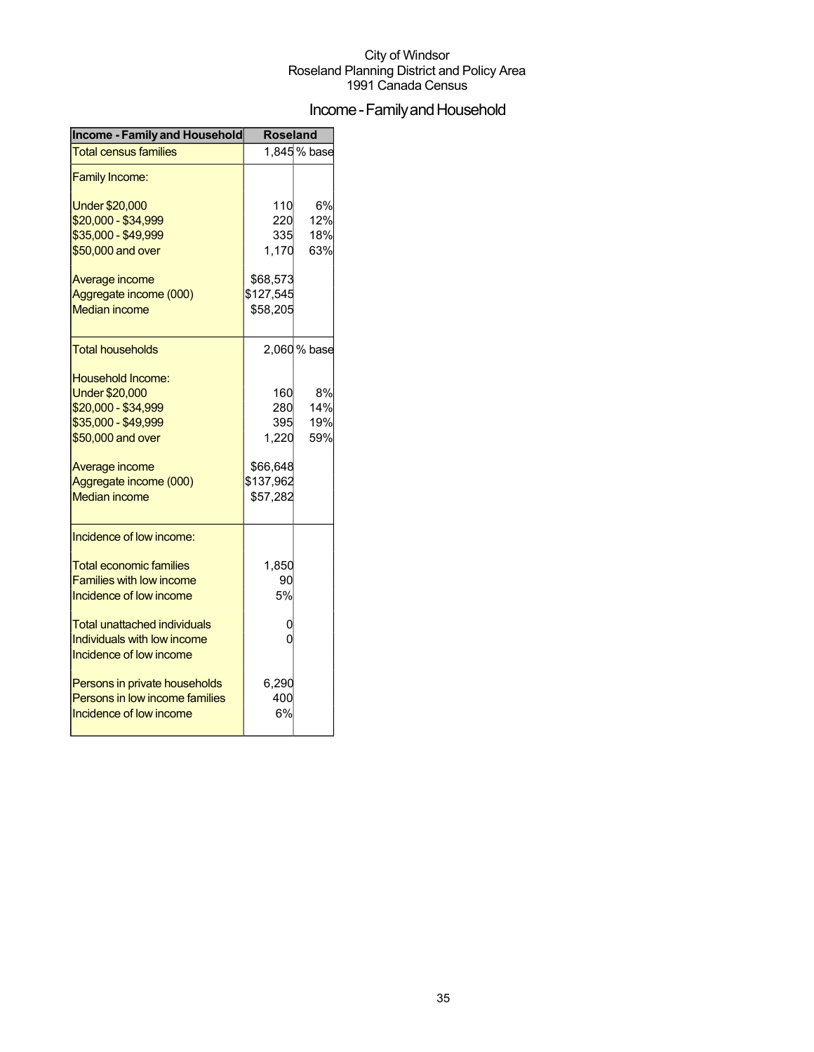City of Windsor
Roseland Planning District and Policy Area
1991 Canada Census

# Income - Family and Household

| Income - Family and Household | Roseland | |
|---|---|---|
| Total census families | 1,845 | % base |
| Family Income: | | |
| Under $20,000 | 110 | 6% |
| $20,000 - $34,999 | 220 | 12% |
| $35,000 - $49,999 | 335 | 18% |
| $50,000 and over | 1,170 | 63% |
| Average income | $68,573 | |
| Aggregate income (000) | $127,545 | |
| Median income | $58,205 | |
| Total households | 2,060 | % base |
| Household Income: | | |
| Under $20,000 | 160 | 8% |
| $20,000 - $34,999 | 280 | 14% |
| $35,000 - $49,999 | 395 | 19% |
| $50,000 and over | 1,220 | 59% |
| Average income | $66,648 | |
| Aggregate income (000) | $137,962 | |
| Median income | $57,282 | |
| Incidence of low income: | | |
| Total economic families | 1,850 | |
| Families with low income | 90 | |
| Incidence of low income | 5% | |
| Total unattached individuals | 0 | |
| Individuals with low income | 0 | |
| Incidence of low income | | |
| Persons in private households | 6,290 | |
| Persons in low income families | 400 | |
| Incidence of low income | 6% | |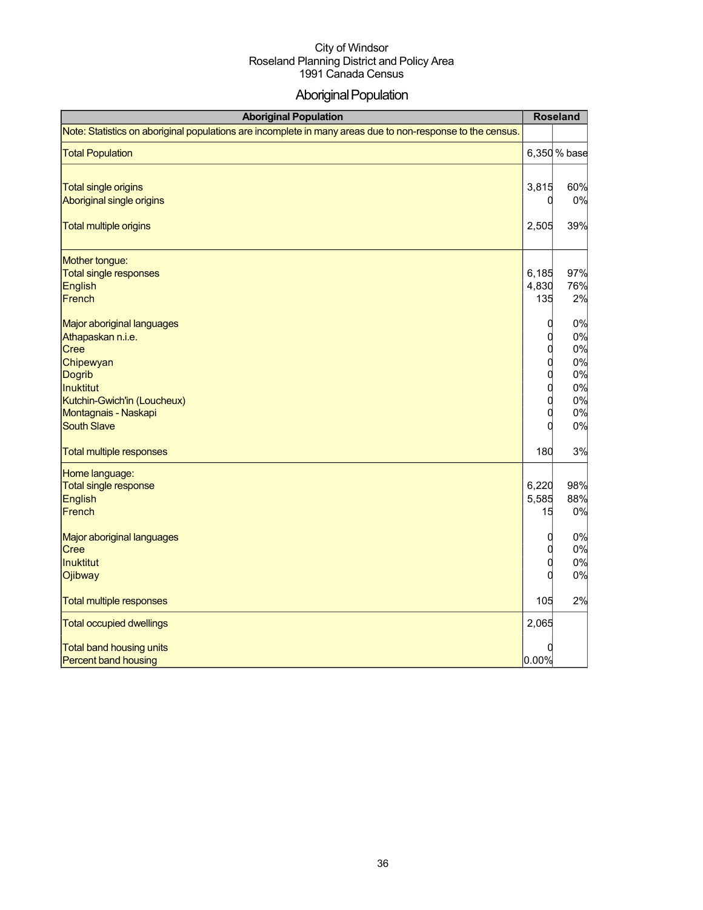City of Windsor
Roseland Planning District and Policy Area
1991 Canada Census

# Aboriginal Population

| Aboriginal Population | Roseland | |
|---|---|---|
| Note: Statistics on aboriginal populations are incomplete in many areas due to non-response to the census. | | |
| Total Population | 6,350 | % base |
| Total single origins | 3,815 | 60% |
| Aboriginal single origins | 0 | 0% |
| Total multiple origins | 2,505 | 39% |
| Mother tongue: | | |
| Total single responses | 6,185 | 97% |
| English | 4,830 | 76% |
| French | 135 | 2% |
| Major aboriginal languages | 0 | 0% |
| Athapaskan n.i.e. | 0 | 0% |
| Cree | 0 | 0% |
| Chipewyan | 0 | 0% |
| Dogrib | 0 | 0% |
| Inuktitut | 0 | 0% |
| Kutchin-Gwich'in (Loucheux) | 0 | 0% |
| Montagnais - Naskapi | 0 | 0% |
| South Slave | 0 | 0% |
| Total multiple responses | 180 | 3% |
| Home language: | | |
| Total single response | 6,220 | 98% |
| English | 5,585 | 88% |
| French | 15 | 0% |
| Major aboriginal languages | 0 | 0% |
| Cree | 0 | 0% |
| Inuktitut | 0 | 0% |
| Ojibway | 0 | 0% |
| Total multiple responses | 105 | 2% |
| Total occupied dwellings | 2,065 | |
| Total band housing units | 0 | |
| Percent band housing | 0.00% | |